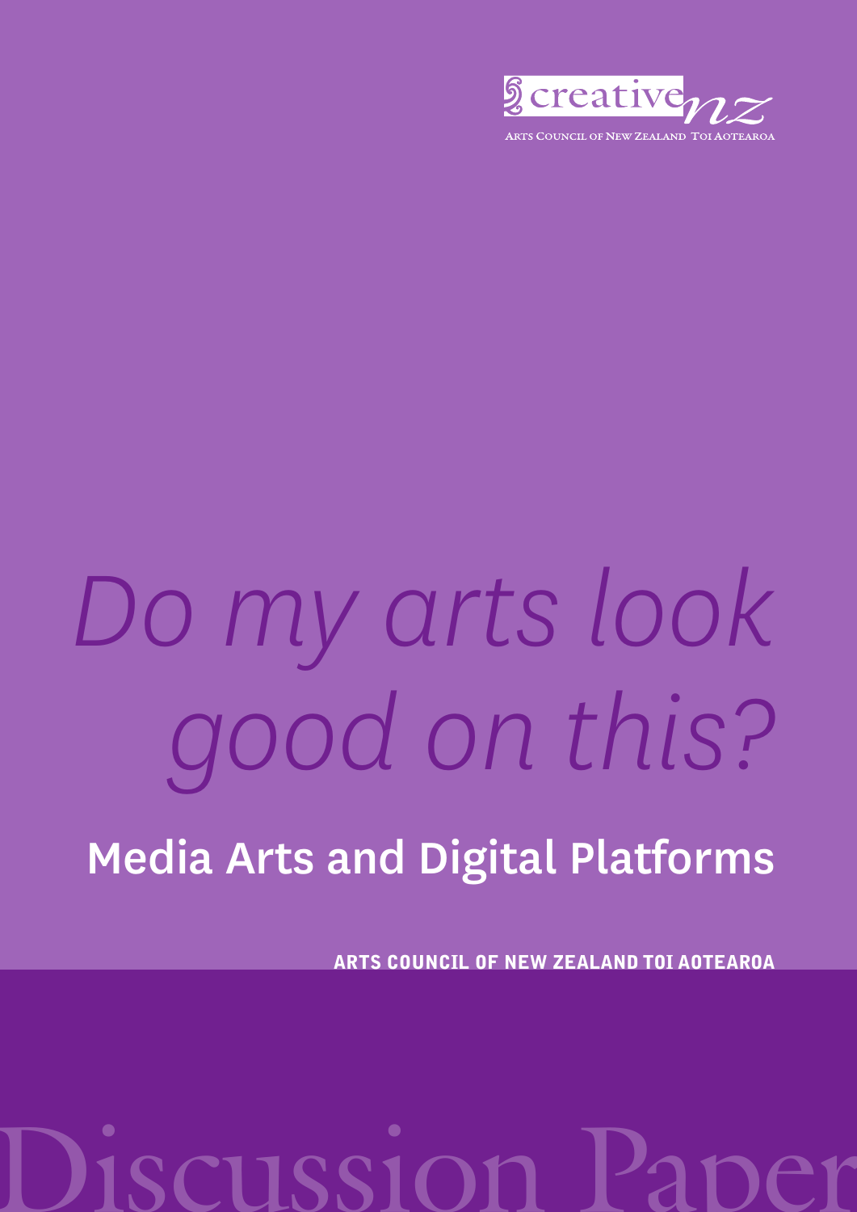creative nz

ARTS COUNCIL OF NEW ZEALAND TOI AOTEAROA

# *Do my arts look good on this?*

## Media Arts and Digital Platforms

**ARTS COUNCIL OF NEW ZEALAND TOI AOTEAROA**

Discussion Paper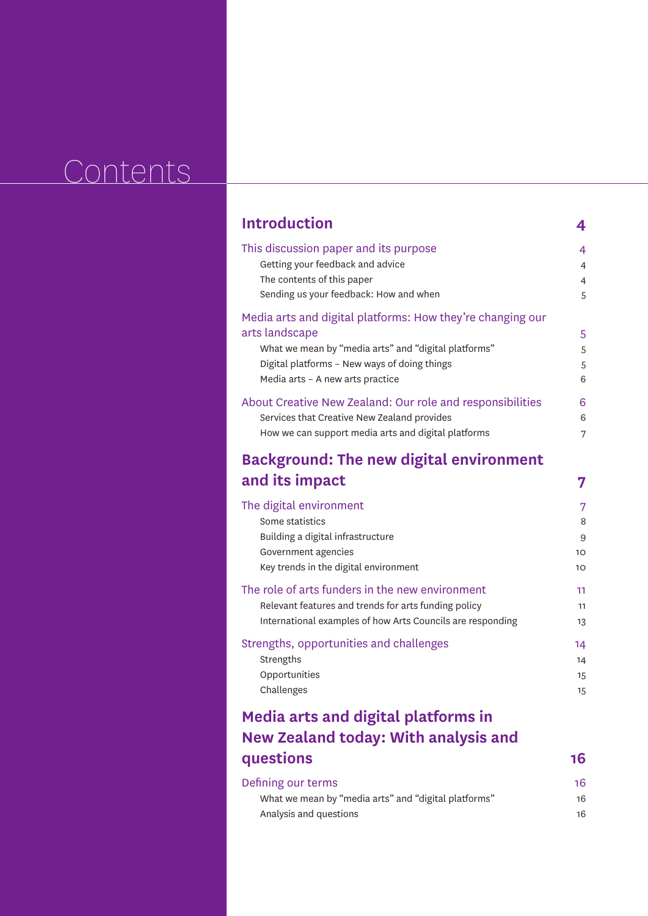# Contents

| | |
|---|---|
| **Introduction** | **4** |
| This discussion paper and its purpose | 4 |
| Getting your feedback and advice | 4 |
| The contents of this paper | 4 |
| Sending us your feedback: How and when | 5 |
| Media arts and digital platforms: How they're changing our arts landscape | 5 |
| What we mean by "media arts" and "digital platforms" | 5 |
| Digital platforms – New ways of doing things | 5 |
| Media arts – A new arts practice | 6 |
| About Creative New Zealand: Our role and responsibilities | 6 |
| Services that Creative New Zealand provides | 6 |
| How we can support media arts and digital platforms | 7 |
| **Background: The new digital environment and its impact** | **7** |
| The digital environment | 7 |
| Some statistics | 8 |
| Building a digital infrastructure | 9 |
| Government agencies | 10 |
| Key trends in the digital environment | 10 |
| The role of arts funders in the new environment | 11 |
| Relevant features and trends for arts funding policy | 11 |
| International examples of how Arts Councils are responding | 13 |
| Strengths, opportunities and challenges | 14 |
| Strengths | 14 |
| Opportunities | 15 |
| Challenges | 15 |
| **Media arts and digital platforms in New Zealand today: With analysis and questions** | **16** |
| Defining our terms | 16 |
| What we mean by "media arts" and "digital platforms" | 16 |
| Analysis and questions | 16 |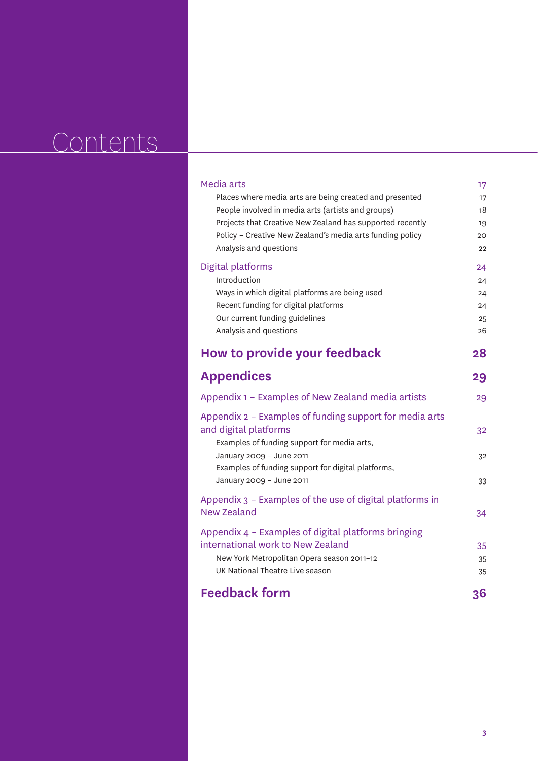# Contents

| | |
|---|---|
| Media arts | 17 |
| Places where media arts are being created and presented | 17 |
| People involved in media arts (artists and groups) | 18 |
| Projects that Creative New Zealand has supported recently | 19 |
| Policy – Creative New Zealand's media arts funding policy | 20 |
| Analysis and questions | 22 |
| Digital platforms | 24 |
| Introduction | 24 |
| Ways in which digital platforms are being used | 24 |
| Recent funding for digital platforms | 24 |
| Our current funding guidelines | 25 |
| Analysis and questions | 26 |
| **How to provide your feedback** | **28** |
| **Appendices** | **29** |
| Appendix 1 – Examples of New Zealand media artists | 29 |
| Appendix 2 – Examples of funding support for media arts and digital platforms | 32 |
| Examples of funding support for media arts, January 2009 – June 2011 | 32 |
| Examples of funding support for digital platforms, January 2009 – June 2011 | 33 |
| Appendix 3 – Examples of the use of digital platforms in New Zealand | 34 |
| Appendix 4 – Examples of digital platforms bringing international work to New Zealand | 35 |
| New York Metropolitan Opera season 2011–12 | 35 |
| UK National Theatre Live season | 35 |
| **Feedback form** | **36** |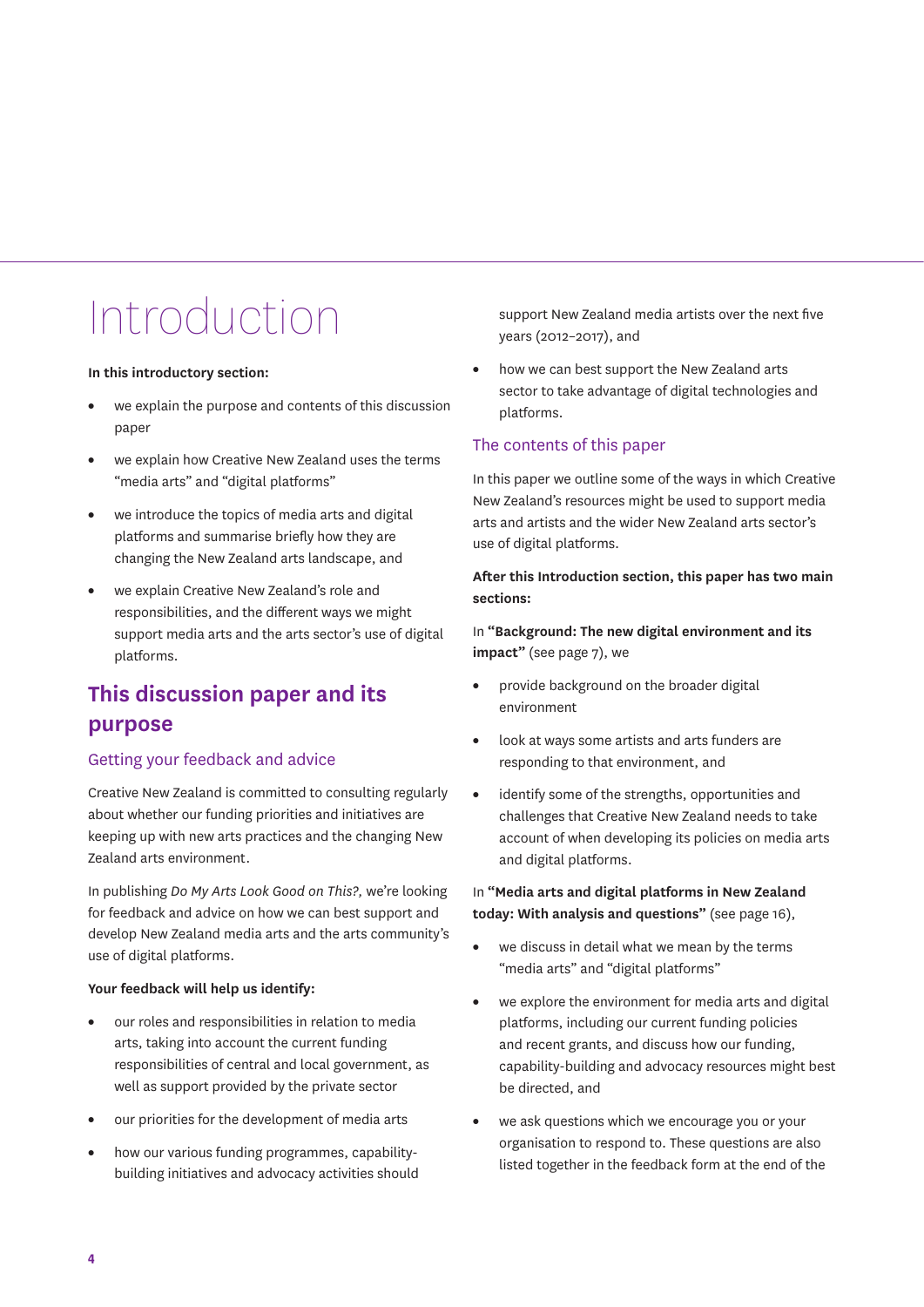# Introduction

**In this introductory section:**

- we explain the purpose and contents of this discussion paper
- we explain how Creative New Zealand uses the terms "media arts" and "digital platforms"
- we introduce the topics of media arts and digital platforms and summarise briefly how they are changing the New Zealand arts landscape, and
- we explain Creative New Zealand's role and responsibilities, and the different ways we might support media arts and the arts sector's use of digital platforms.

## This discussion paper and its purpose

### Getting your feedback and advice

Creative New Zealand is committed to consulting regularly about whether our funding priorities and initiatives are keeping up with new arts practices and the changing New Zealand arts environment.

In publishing *Do My Arts Look Good on This?,* we're looking for feedback and advice on how we can best support and develop New Zealand media arts and the arts community's use of digital platforms.

**Your feedback will help us identify:**

- our roles and responsibilities in relation to media arts, taking into account the current funding responsibilities of central and local government, as well as support provided by the private sector
- our priorities for the development of media arts
- how our various funding programmes, capability-building initiatives and advocacy activities should support New Zealand media artists over the next five years (2012–2017), and
- how we can best support the New Zealand arts sector to take advantage of digital technologies and platforms.

### The contents of this paper

In this paper we outline some of the ways in which Creative New Zealand's resources might be used to support media arts and artists and the wider New Zealand arts sector's use of digital platforms.

**After this Introduction section, this paper has two main sections:**

In **"Background: The new digital environment and its impact"** (see page 7), we

- provide background on the broader digital environment
- look at ways some artists and arts funders are responding to that environment, and
- identify some of the strengths, opportunities and challenges that Creative New Zealand needs to take account of when developing its policies on media arts and digital platforms.

In **"Media arts and digital platforms in New Zealand today: With analysis and questions"** (see page 16),

- we discuss in detail what we mean by the terms "media arts" and "digital platforms"
- we explore the environment for media arts and digital platforms, including our current funding policies and recent grants, and discuss how our funding, capability-building and advocacy resources might best be directed, and
- we ask questions which we encourage you or your organisation to respond to. These questions are also listed together in the feedback form at the end of the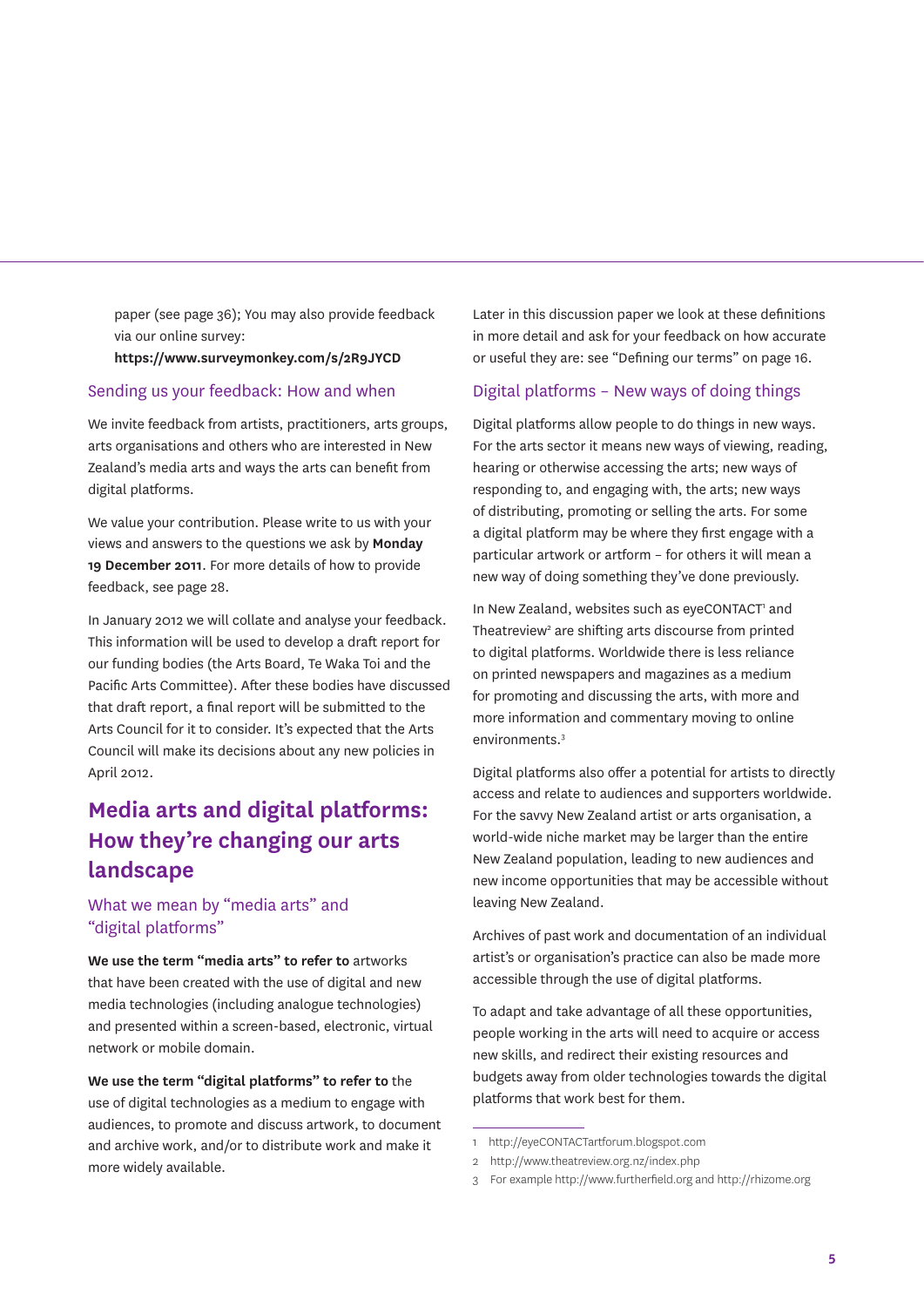paper (see page 36); You may also provide feedback via our online survey: **https://www.surveymonkey.com/s/2R9JYCD**

### Sending us your feedback: How and when

We invite feedback from artists, practitioners, arts groups, arts organisations and others who are interested in New Zealand's media arts and ways the arts can benefit from digital platforms.

We value your contribution. Please write to us with your views and answers to the questions we ask by **Monday 19 December 2011**. For more details of how to provide feedback, see page 28.

In January 2012 we will collate and analyse your feedback. This information will be used to develop a draft report for our funding bodies (the Arts Board, Te Waka Toi and the Pacific Arts Committee). After these bodies have discussed that draft report, a final report will be submitted to the Arts Council for it to consider. It's expected that the Arts Council will make its decisions about any new policies in April 2012.

## Media arts and digital platforms: How they're changing our arts landscape

### What we mean by "media arts" and "digital platforms"

**We use the term "media arts" to refer to** artworks that have been created with the use of digital and new media technologies (including analogue technologies) and presented within a screen-based, electronic, virtual network or mobile domain.

**We use the term "digital platforms" to refer to** the use of digital technologies as a medium to engage with audiences, to promote and discuss artwork, to document and archive work, and/or to distribute work and make it more widely available.

Later in this discussion paper we look at these definitions in more detail and ask for your feedback on how accurate or useful they are: see "Defining our terms" on page 16.

### Digital platforms – New ways of doing things

Digital platforms allow people to do things in new ways. For the arts sector it means new ways of viewing, reading, hearing or otherwise accessing the arts; new ways of responding to, and engaging with, the arts; new ways of distributing, promoting or selling the arts. For some a digital platform may be where they first engage with a particular artwork or artform – for others it will mean a new way of doing something they've done previously.

In New Zealand, websites such as eyeCONTACT[1] and Theatreview[2] are shifting arts discourse from printed to digital platforms. Worldwide there is less reliance on printed newspapers and magazines as a medium for promoting and discussing the arts, with more and more information and commentary moving to online environments.[3]

Digital platforms also offer a potential for artists to directly access and relate to audiences and supporters worldwide. For the savvy New Zealand artist or arts organisation, a world-wide niche market may be larger than the entire New Zealand population, leading to new audiences and new income opportunities that may be accessible without leaving New Zealand.

Archives of past work and documentation of an individual artist's or organisation's practice can also be made more accessible through the use of digital platforms.

To adapt and take advantage of all these opportunities, people working in the arts will need to acquire or access new skills, and redirect their existing resources and budgets away from older technologies towards the digital platforms that work best for them.

---

1 http://eyeCONTACTartforum.blogspot.com

2 http://www.theatreview.org.nz/index.php

3 For example http://www.furtherfield.org and http://rhizome.org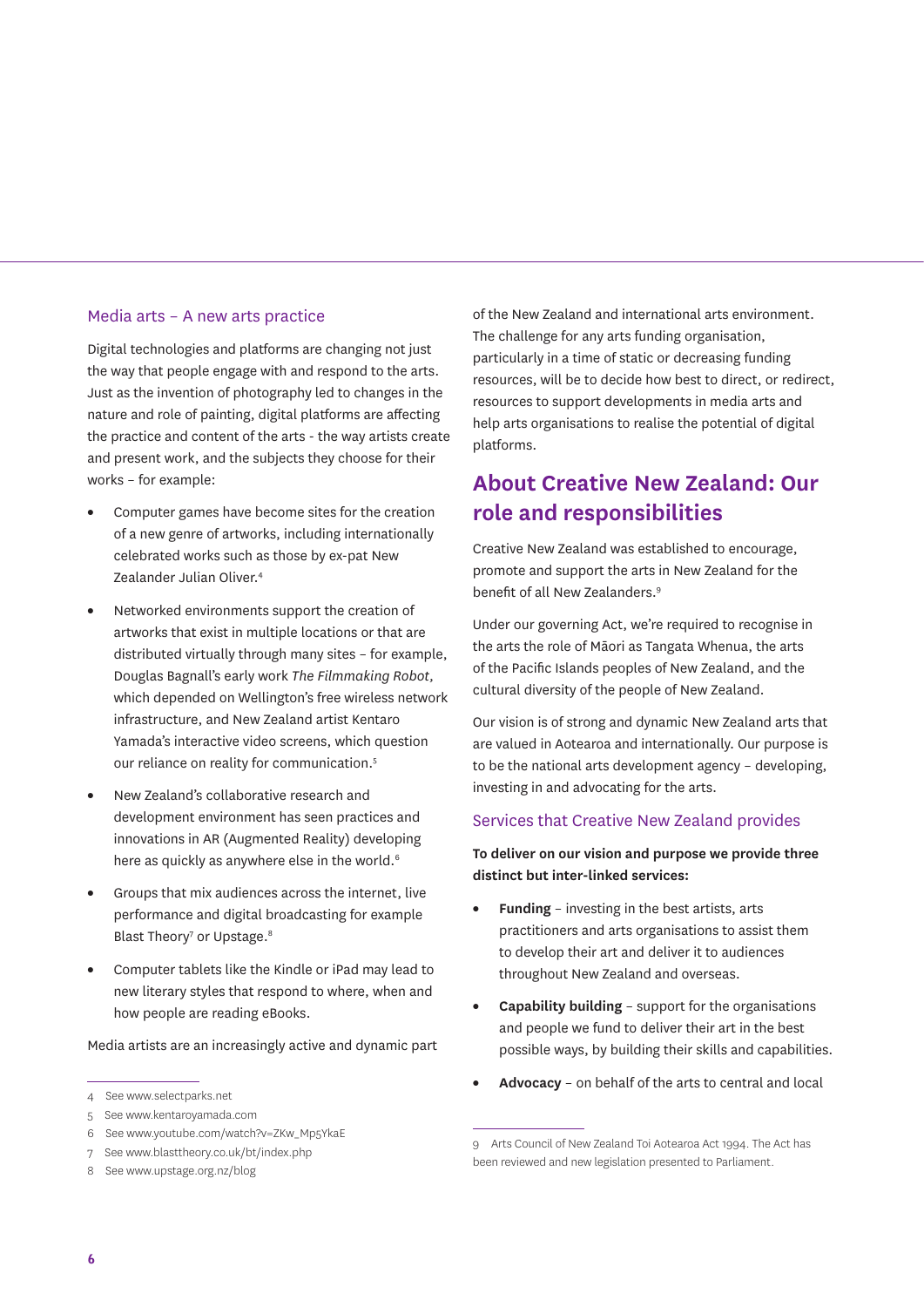### Media arts – A new arts practice

Digital technologies and platforms are changing not just the way that people engage with and respond to the arts. Just as the invention of photography led to changes in the nature and role of painting, digital platforms are affecting the practice and content of the arts - the way artists create and present work, and the subjects they choose for their works – for example:

- Computer games have become sites for the creation of a new genre of artworks, including internationally celebrated works such as those by ex-pat New Zealander Julian Oliver.[4]
- Networked environments support the creation of artworks that exist in multiple locations or that are distributed virtually through many sites – for example, Douglas Bagnall's early work *The Filmmaking Robot*, which depended on Wellington's free wireless network infrastructure, and New Zealand artist Kentaro Yamada's interactive video screens, which question our reliance on reality for communication.[5]
- New Zealand's collaborative research and development environment has seen practices and innovations in AR (Augmented Reality) developing here as quickly as anywhere else in the world.[6]
- Groups that mix audiences across the internet, live performance and digital broadcasting for example Blast Theory[7] or Upstage.[8]
- Computer tablets like the Kindle or iPad may lead to new literary styles that respond to where, when and how people are reading eBooks.

Media artists are an increasingly active and dynamic part of the New Zealand and international arts environment. The challenge for any arts funding organisation, particularly in a time of static or decreasing funding resources, will be to decide how best to direct, or redirect, resources to support developments in media arts and help arts organisations to realise the potential of digital platforms.

## About Creative New Zealand: Our role and responsibilities

Creative New Zealand was established to encourage, promote and support the arts in New Zealand for the benefit of all New Zealanders.[9]

Under our governing Act, we're required to recognise in the arts the role of Māori as Tangata Whenua, the arts of the Pacific Islands peoples of New Zealand, and the cultural diversity of the people of New Zealand.

Our vision is of strong and dynamic New Zealand arts that are valued in Aotearoa and internationally. Our purpose is to be the national arts development agency – developing, investing in and advocating for the arts.

### Services that Creative New Zealand provides

**To deliver on our vision and purpose we provide three distinct but inter-linked services:**

- **Funding** – investing in the best artists, arts practitioners and arts organisations to assist them to develop their art and deliver it to audiences throughout New Zealand and overseas.
- **Capability building** – support for the organisations and people we fund to deliver their art in the best possible ways, by building their skills and capabilities.
- **Advocacy** – on behalf of the arts to central and local

---

4 See www.selectparks.net

5 See www.kentaroyamada.com

6 See www.youtube.com/watch?v=ZKw_Mp5YkaE

7 See www.blasttheory.co.uk/bt/index.php

8 See www.upstage.org.nz/blog

9 Arts Council of New Zealand Toi Aotearoa Act 1994. The Act has been reviewed and new legislation presented to Parliament.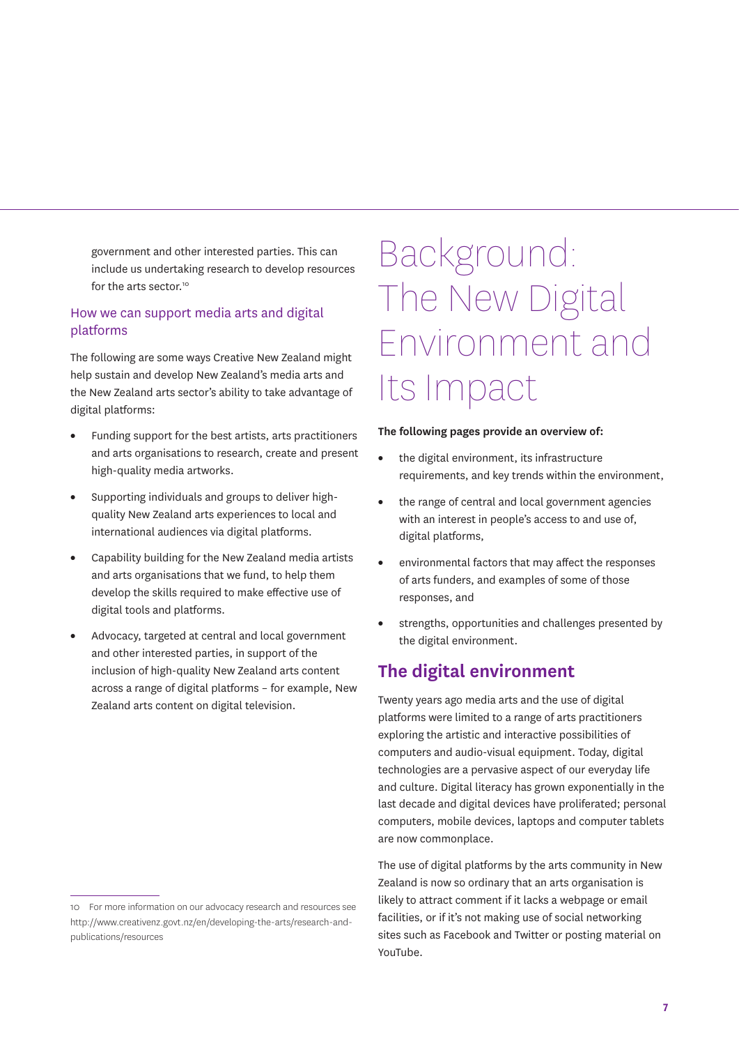government and other interested parties. This can include us undertaking research to develop resources for the arts sector.[10]

### How we can support media arts and digital platforms

The following are some ways Creative New Zealand might help sustain and develop New Zealand's media arts and the New Zealand arts sector's ability to take advantage of digital platforms:

- Funding support for the best artists, arts practitioners and arts organisations to research, create and present high-quality media artworks.
- Supporting individuals and groups to deliver high-quality New Zealand arts experiences to local and international audiences via digital platforms.
- Capability building for the New Zealand media artists and arts organisations that we fund, to help them develop the skills required to make effective use of digital tools and platforms.
- Advocacy, targeted at central and local government and other interested parties, in support of the inclusion of high-quality New Zealand arts content across a range of digital platforms – for example, New Zealand arts content on digital television.

10 For more information on our advocacy research and resources see http://www.creativenz.govt.nz/en/developing-the-arts/research-and-publications/resources

# Background: The New Digital Environment and Its Impact

**The following pages provide an overview of:**

- the digital environment, its infrastructure requirements, and key trends within the environment,
- the range of central and local government agencies with an interest in people's access to and use of, digital platforms,
- environmental factors that may affect the responses of arts funders, and examples of some of those responses, and
- strengths, opportunities and challenges presented by the digital environment.

## The digital environment

Twenty years ago media arts and the use of digital platforms were limited to a range of arts practitioners exploring the artistic and interactive possibilities of computers and audio-visual equipment. Today, digital technologies are a pervasive aspect of our everyday life and culture. Digital literacy has grown exponentially in the last decade and digital devices have proliferated; personal computers, mobile devices, laptops and computer tablets are now commonplace.

The use of digital platforms by the arts community in New Zealand is now so ordinary that an arts organisation is likely to attract comment if it lacks a webpage or email facilities, or if it's not making use of social networking sites such as Facebook and Twitter or posting material on YouTube.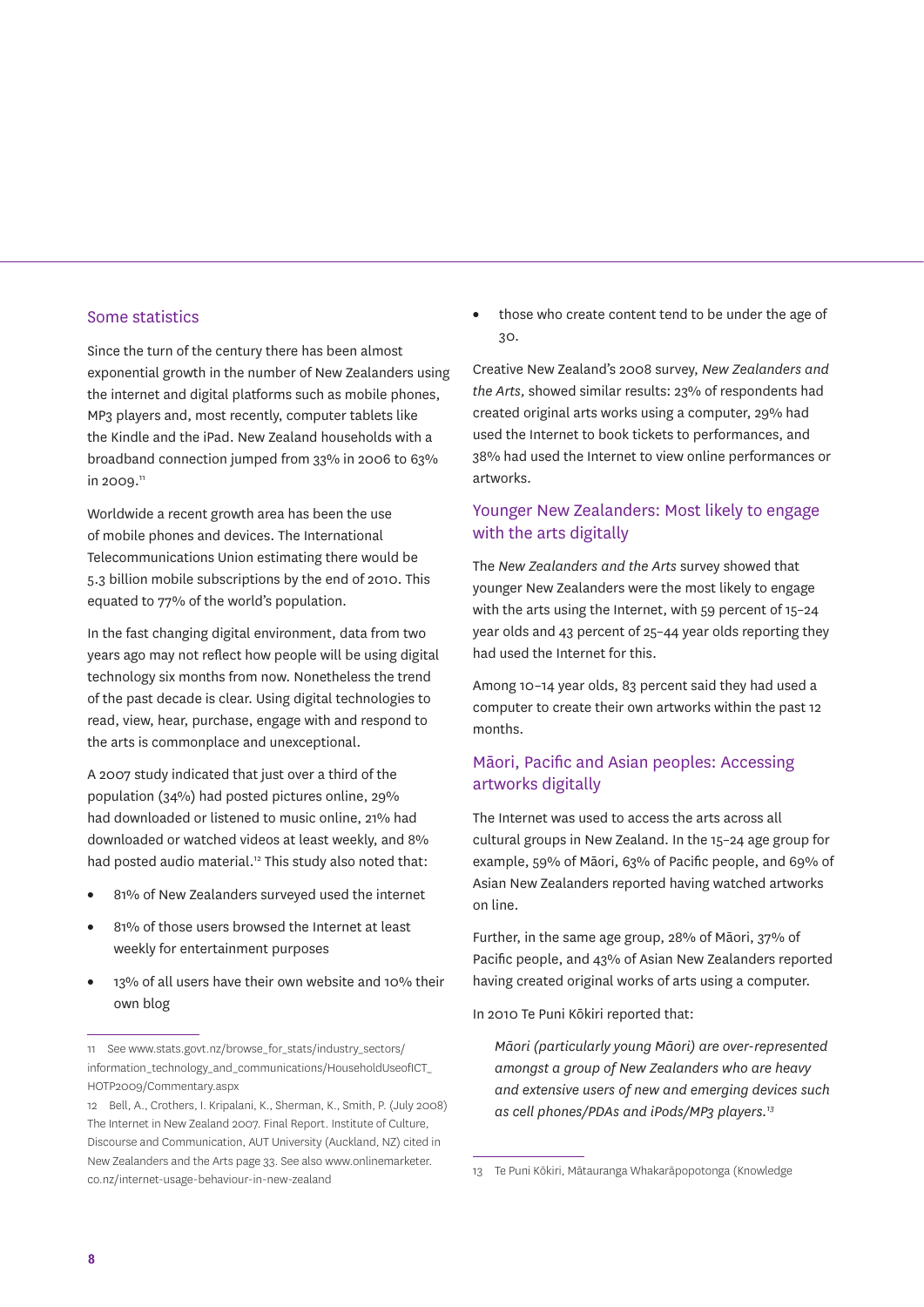## Some statistics

Since the turn of the century there has been almost exponential growth in the number of New Zealanders using the internet and digital platforms such as mobile phones, MP3 players and, most recently, computer tablets like the Kindle and the iPad. New Zealand households with a broadband connection jumped from 33% in 2006 to 63% in 2009.[11]

Worldwide a recent growth area has been the use of mobile phones and devices. The International Telecommunications Union estimating there would be 5.3 billion mobile subscriptions by the end of 2010. This equated to 77% of the world's population.

In the fast changing digital environment, data from two years ago may not reflect how people will be using digital technology six months from now. Nonetheless the trend of the past decade is clear. Using digital technologies to read, view, hear, purchase, engage with and respond to the arts is commonplace and unexceptional.

A 2007 study indicated that just over a third of the population (34%) had posted pictures online, 29% had downloaded or listened to music online, 21% had downloaded or watched videos at least weekly, and 8% had posted audio material.[12] This study also noted that:

- 81% of New Zealanders surveyed used the internet
- 81% of those users browsed the Internet at least weekly for entertainment purposes
- 13% of all users have their own website and 10% their own blog
- those who create content tend to be under the age of 30.

Creative New Zealand's 2008 survey, *New Zealanders and the Arts*, showed similar results: 23% of respondents had created original arts works using a computer, 29% had used the Internet to book tickets to performances, and 38% had used the Internet to view online performances or artworks.

### Younger New Zealanders: Most likely to engage with the arts digitally

The *New Zealanders and the Arts* survey showed that younger New Zealanders were the most likely to engage with the arts using the Internet, with 59 percent of 15–24 year olds and 43 percent of 25–44 year olds reporting they had used the Internet for this.

Among 10–14 year olds, 83 percent said they had used a computer to create their own artworks within the past 12 months.

### Māori, Pacific and Asian peoples: Accessing artworks digitally

The Internet was used to access the arts across all cultural groups in New Zealand. In the 15–24 age group for example, 59% of Māori, 63% of Pacific people, and 69% of Asian New Zealanders reported having watched artworks on line.

Further, in the same age group, 28% of Māori, 37% of Pacific people, and 43% of Asian New Zealanders reported having created original works of arts using a computer.

In 2010 Te Puni Kōkiri reported that:

> *Māori (particularly young Māori) are over-represented amongst a group of New Zealanders who are heavy and extensive users of new and emerging devices such as cell phones/PDAs and iPods/MP3 players.*[13]

---

11 See www.stats.govt.nz/browse_for_stats/industry_sectors/information_technology_and_communications/HouseholdUseofICT_HOTP2009/Commentary.aspx

12 Bell, A., Crothers, I. Kripalani, K., Sherman, K., Smith, P. (July 2008) The Internet in New Zealand 2007. Final Report. Institute of Culture, Discourse and Communication, AUT University (Auckland, NZ) cited in New Zealanders and the Arts page 33. See also www.onlinemarketer.co.nz/internet-usage-behaviour-in-new-zealand

13 Te Puni Kōkiri, Mātauranga Whakarāpopotonga (Knowledge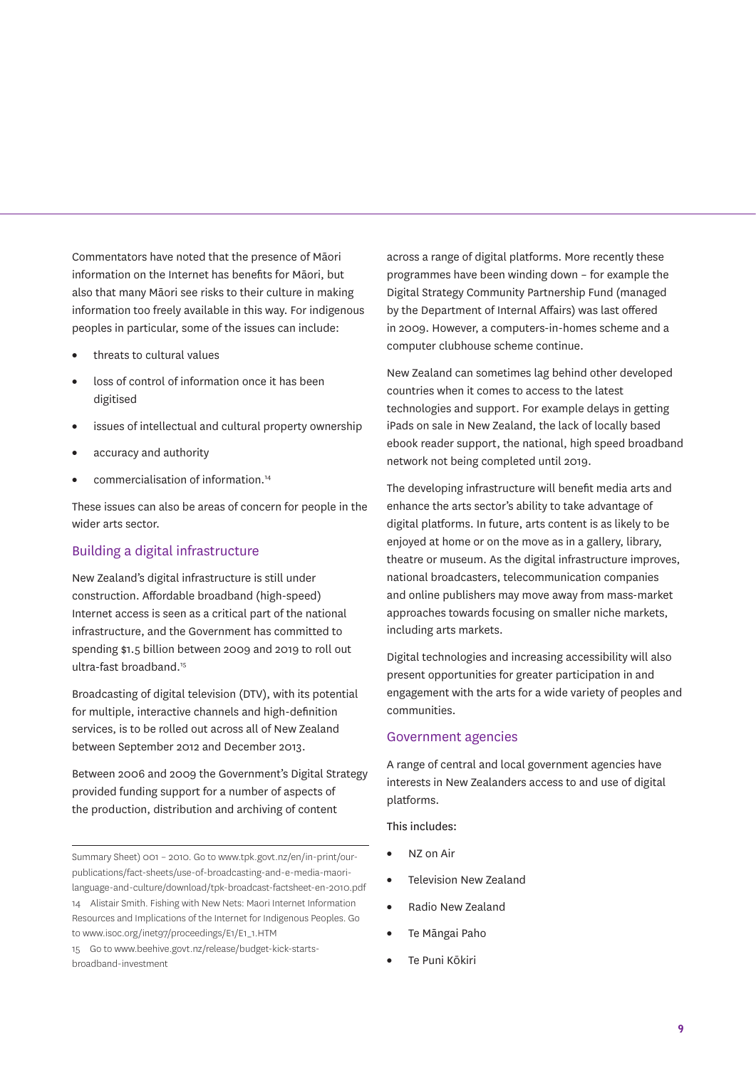Commentators have noted that the presence of Māori information on the Internet has benefits for Māori, but also that many Māori see risks to their culture in making information too freely available in this way. For indigenous peoples in particular, some of the issues can include:

- threats to cultural values
- loss of control of information once it has been digitised
- issues of intellectual and cultural property ownership
- accuracy and authority
- commercialisation of information.[14]

These issues can also be areas of concern for people in the wider arts sector.

## Building a digital infrastructure

New Zealand's digital infrastructure is still under construction. Affordable broadband (high-speed) Internet access is seen as a critical part of the national infrastructure, and the Government has committed to spending $1.5 billion between 2009 and 2019 to roll out ultra-fast broadband.[15]

Broadcasting of digital television (DTV), with its potential for multiple, interactive channels and high-definition services, is to be rolled out across all of New Zealand between September 2012 and December 2013.

Between 2006 and 2009 the Government's Digital Strategy provided funding support for a number of aspects of the production, distribution and archiving of content across a range of digital platforms. More recently these programmes have been winding down – for example the Digital Strategy Community Partnership Fund (managed by the Department of Internal Affairs) was last offered in 2009. However, a computers-in-homes scheme and a computer clubhouse scheme continue.

New Zealand can sometimes lag behind other developed countries when it comes to access to the latest technologies and support. For example delays in getting iPads on sale in New Zealand, the lack of locally based ebook reader support, the national, high speed broadband network not being completed until 2019.

The developing infrastructure will benefit media arts and enhance the arts sector's ability to take advantage of digital platforms. In future, arts content is as likely to be enjoyed at home or on the move as in a gallery, library, theatre or museum. As the digital infrastructure improves, national broadcasters, telecommunication companies and online publishers may move away from mass-market approaches towards focusing on smaller niche markets, including arts markets.

Digital technologies and increasing accessibility will also present opportunities for greater participation in and engagement with the arts for a wide variety of peoples and communities.

## Government agencies

A range of central and local government agencies have interests in New Zealanders access to and use of digital platforms.

This includes:

- NZ on Air
- Television New Zealand
- Radio New Zealand
- Te Māngai Paho
- Te Puni Kōkiri

---

Summary Sheet) 001 – 2010. Go to www.tpk.govt.nz/en/in-print/our-publications/fact-sheets/use-of-broadcasting-and-e-media-maori-language-and-culture/download/tpk-broadcast-factsheet-en-2010.pdf

14 Alistair Smith. Fishing with New Nets: Maori Internet Information Resources and Implications of the Internet for Indigenous Peoples. Go to www.isoc.org/inet97/proceedings/E1/E1_1.HTM

15 Go to www.beehive.govt.nz/release/budget-kick-starts-broadband-investment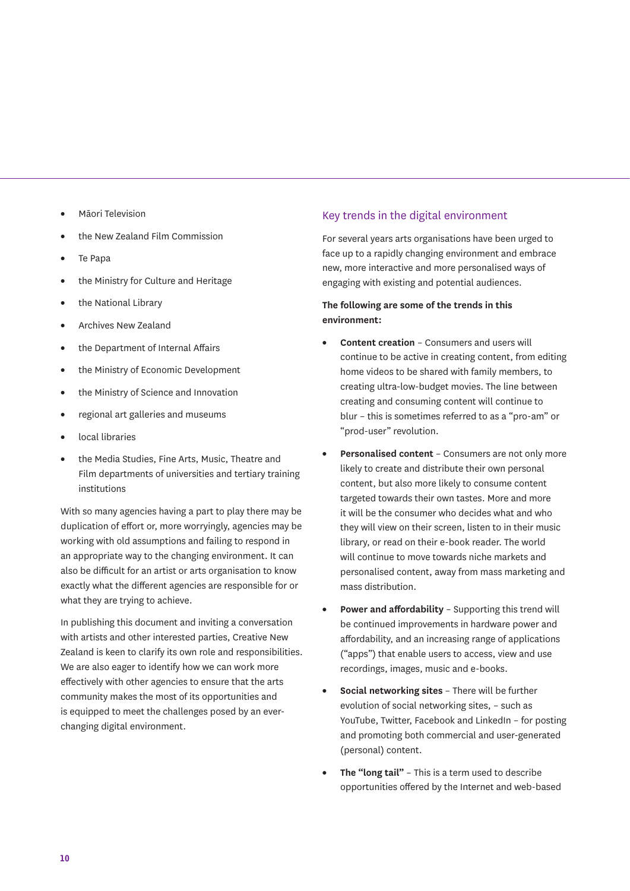- Māori Television
- the New Zealand Film Commission
- Te Papa
- the Ministry for Culture and Heritage
- the National Library
- Archives New Zealand
- the Department of Internal Affairs
- the Ministry of Economic Development
- the Ministry of Science and Innovation
- regional art galleries and museums
- local libraries
- the Media Studies, Fine Arts, Music, Theatre and Film departments of universities and tertiary training institutions

With so many agencies having a part to play there may be duplication of effort or, more worryingly, agencies may be working with old assumptions and failing to respond in an appropriate way to the changing environment. It can also be difficult for an artist or arts organisation to know exactly what the different agencies are responsible for or what they are trying to achieve.

In publishing this document and inviting a conversation with artists and other interested parties, Creative New Zealand is keen to clarify its own role and responsibilities. We are also eager to identify how we can work more effectively with other agencies to ensure that the arts community makes the most of its opportunities and is equipped to meet the challenges posed by an ever-changing digital environment.

## Key trends in the digital environment

For several years arts organisations have been urged to face up to a rapidly changing environment and embrace new, more interactive and more personalised ways of engaging with existing and potential audiences.

**The following are some of the trends in this environment:**

- **Content creation** – Consumers and users will continue to be active in creating content, from editing home videos to be shared with family members, to creating ultra-low-budget movies. The line between creating and consuming content will continue to blur – this is sometimes referred to as a "pro-am" or "prod-user" revolution.
- **Personalised content** – Consumers are not only more likely to create and distribute their own personal content, but also more likely to consume content targeted towards their own tastes. More and more it will be the consumer who decides what and who they will view on their screen, listen to in their music library, or read on their e-book reader. The world will continue to move towards niche markets and personalised content, away from mass marketing and mass distribution.
- **Power and affordability** – Supporting this trend will be continued improvements in hardware power and affordability, and an increasing range of applications ("apps") that enable users to access, view and use recordings, images, music and e-books.
- **Social networking sites** – There will be further evolution of social networking sites, – such as YouTube, Twitter, Facebook and LinkedIn – for posting and promoting both commercial and user-generated (personal) content.
- **The "long tail"** – This is a term used to describe opportunities offered by the Internet and web-based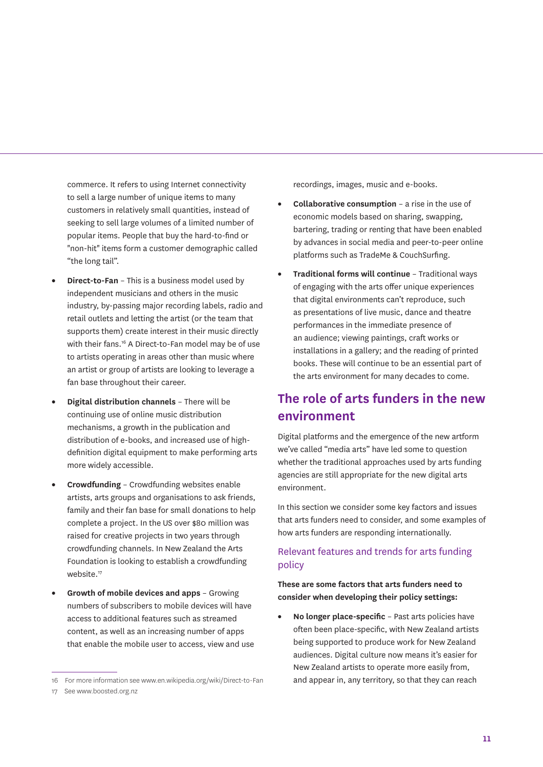commerce. It refers to using Internet connectivity to sell a large number of unique items to many customers in relatively small quantities, instead of seeking to sell large volumes of a limited number of popular items. People that buy the hard-to-find or "non-hit" items form a customer demographic called "the long tail".

- **Direct-to-Fan** – This is a business model used by independent musicians and others in the music industry, by-passing major recording labels, radio and retail outlets and letting the artist (or the team that supports them) create interest in their music directly with their fans.[16] A Direct-to-Fan model may be of use to artists operating in areas other than music where an artist or group of artists are looking to leverage a fan base throughout their career.
- **Digital distribution channels** – There will be continuing use of online music distribution mechanisms, a growth in the publication and distribution of e-books, and increased use of high-definition digital equipment to make performing arts more widely accessible.
- **Crowdfunding** – Crowdfunding websites enable artists, arts groups and organisations to ask friends, family and their fan base for small donations to help complete a project. In the US over $80 million was raised for creative projects in two years through crowdfunding channels. In New Zealand the Arts Foundation is looking to establish a crowdfunding website.[17]
- **Growth of mobile devices and apps** – Growing numbers of subscribers to mobile devices will have access to additional features such as streamed content, as well as an increasing number of apps that enable the mobile user to access, view and use recordings, images, music and e-books.
- **Collaborative consumption** – a rise in the use of economic models based on sharing, swapping, bartering, trading or renting that have been enabled by advances in social media and peer-to-peer online platforms such as TradeMe & CouchSurfing.
- **Traditional forms will continue** – Traditional ways of engaging with the arts offer unique experiences that digital environments can't reproduce, such as presentations of live music, dance and theatre performances in the immediate presence of an audience; viewing paintings, craft works or installations in a gallery; and the reading of printed books. These will continue to be an essential part of the arts environment for many decades to come.

## The role of arts funders in the new environment

Digital platforms and the emergence of the new artform we've called "media arts" have led some to question whether the traditional approaches used by arts funding agencies are still appropriate for the new digital arts environment.

In this section we consider some key factors and issues that arts funders need to consider, and some examples of how arts funders are responding internationally.

### Relevant features and trends for arts funding policy

**These are some factors that arts funders need to consider when developing their policy settings:**

- **No longer place-specific** – Past arts policies have often been place-specific, with New Zealand artists being supported to produce work for New Zealand audiences. Digital culture now means it's easier for New Zealand artists to operate more easily from, and appear in, any territory, so that they can reach

16 For more information see www.en.wikipedia.org/wiki/Direct-to-Fan

17 See www.boosted.org.nz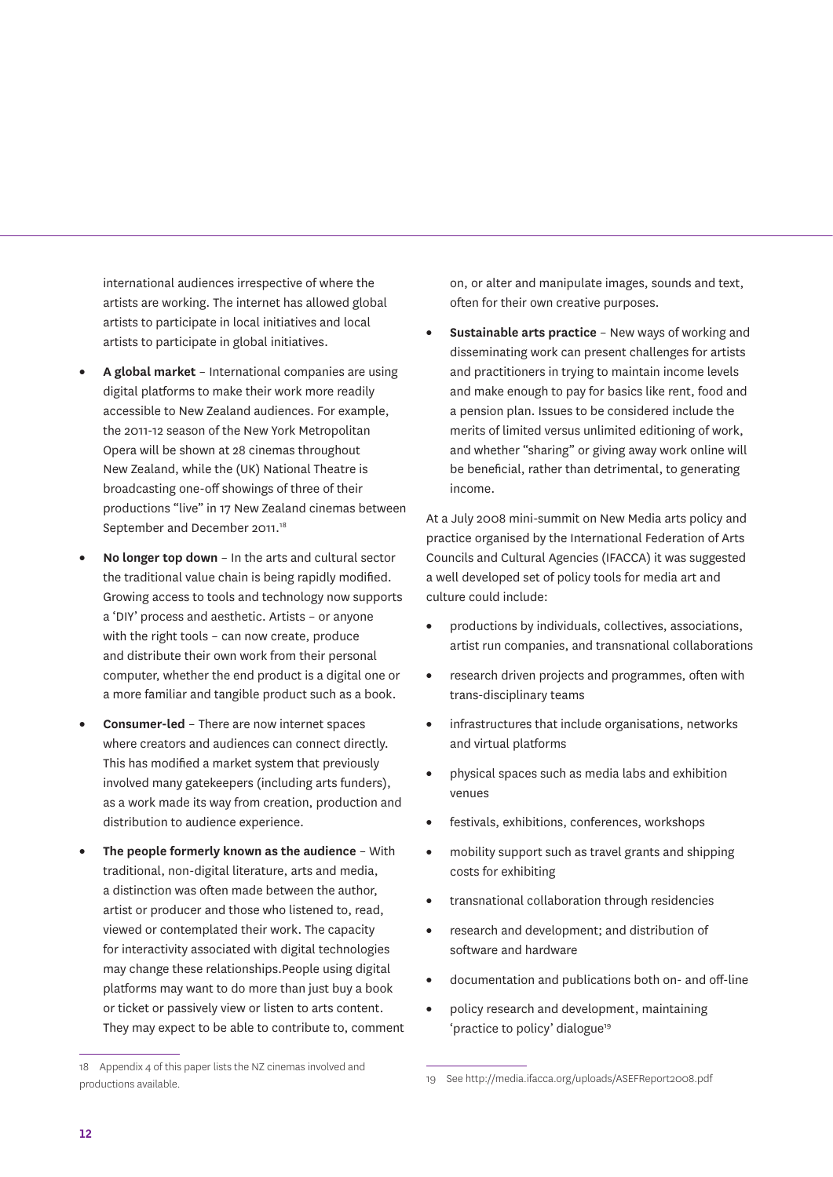international audiences irrespective of where the artists are working. The internet has allowed global artists to participate in local initiatives and local artists to participate in global initiatives.

- **A global market** – International companies are using digital platforms to make their work more readily accessible to New Zealand audiences. For example, the 2011-12 season of the New York Metropolitan Opera will be shown at 28 cinemas throughout New Zealand, while the (UK) National Theatre is broadcasting one-off showings of three of their productions "live" in 17 New Zealand cinemas between September and December 2011.[18]
- **No longer top down** – In the arts and cultural sector the traditional value chain is being rapidly modified. Growing access to tools and technology now supports a 'DIY' process and aesthetic. Artists – or anyone with the right tools – can now create, produce and distribute their own work from their personal computer, whether the end product is a digital one or a more familiar and tangible product such as a book.
- **Consumer-led** – There are now internet spaces where creators and audiences can connect directly. This has modified a market system that previously involved many gatekeepers (including arts funders), as a work made its way from creation, production and distribution to audience experience.
- **The people formerly known as the audience** – With traditional, non-digital literature, arts and media, a distinction was often made between the author, artist or producer and those who listened to, read, viewed or contemplated their work. The capacity for interactivity associated with digital technologies may change these relationships.People using digital platforms may want to do more than just buy a book or ticket or passively view or listen to arts content. They may expect to be able to contribute to, comment on, or alter and manipulate images, sounds and text, often for their own creative purposes.
- **Sustainable arts practice** – New ways of working and disseminating work can present challenges for artists and practitioners in trying to maintain income levels and make enough to pay for basics like rent, food and a pension plan. Issues to be considered include the merits of limited versus unlimited editioning of work, and whether "sharing" or giving away work online will be beneficial, rather than detrimental, to generating income.

At a July 2008 mini-summit on New Media arts policy and practice organised by the International Federation of Arts Councils and Cultural Agencies (IFACCA) it was suggested a well developed set of policy tools for media art and culture could include:

- productions by individuals, collectives, associations, artist run companies, and transnational collaborations
- research driven projects and programmes, often with trans-disciplinary teams
- infrastructures that include organisations, networks and virtual platforms
- physical spaces such as media labs and exhibition venues
- festivals, exhibitions, conferences, workshops
- mobility support such as travel grants and shipping costs for exhibiting
- transnational collaboration through residencies
- research and development; and distribution of software and hardware
- documentation and publications both on- and off-line
- policy research and development, maintaining 'practice to policy' dialogue[19]

---

18 Appendix 4 of this paper lists the NZ cinemas involved and productions available.

19 See http://media.ifacca.org/uploads/ASEFReport2008.pdf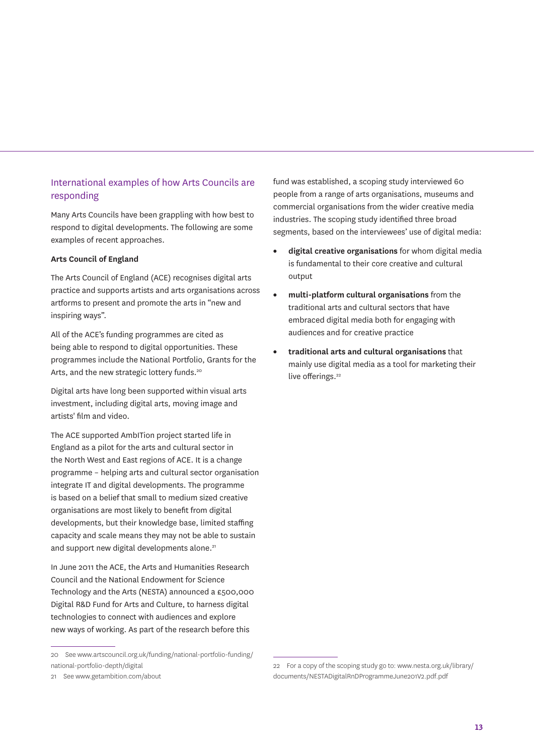## International examples of how Arts Councils are responding

Many Arts Councils have been grappling with how best to respond to digital developments. The following are some examples of recent approaches.

**Arts Council of England**

The Arts Council of England (ACE) recognises digital arts practice and supports artists and arts organisations across artforms to present and promote the arts in "new and inspiring ways".

All of the ACE's funding programmes are cited as being able to respond to digital opportunities. These programmes include the National Portfolio, Grants for the Arts, and the new strategic lottery funds.[20]

Digital arts have long been supported within visual arts investment, including digital arts, moving image and artists' film and video.

The ACE supported AmbITion project started life in England as a pilot for the arts and cultural sector in the North West and East regions of ACE. It is a change programme – helping arts and cultural sector organisation integrate IT and digital developments. The programme is based on a belief that small to medium sized creative organisations are most likely to benefit from digital developments, but their knowledge base, limited staffing capacity and scale means they may not be able to sustain and support new digital developments alone.[21]

In June 2011 the ACE, the Arts and Humanities Research Council and the National Endowment for Science Technology and the Arts (NESTA) announced a £500,000 Digital R&D Fund for Arts and Culture, to harness digital technologies to connect with audiences and explore new ways of working. As part of the research before this fund was established, a scoping study interviewed 60 people from a range of arts organisations, museums and commercial organisations from the wider creative media industries. The scoping study identified three broad segments, based on the interviewees' use of digital media:

- **digital creative organisations** for whom digital media is fundamental to their core creative and cultural output
- **multi-platform cultural organisations** from the traditional arts and cultural sectors that have embraced digital media both for engaging with audiences and for creative practice
- **traditional arts and cultural organisations** that mainly use digital media as a tool for marketing their live offerings.[22]

---

20 See www.artscouncil.org.uk/funding/national-portfolio-funding/national-portfolio-depth/digital

21 See www.getambition.com/about

22 For a copy of the scoping study go to: www.nesta.org.uk/library/documents/NESTADigitalRnDProgrammeJune201V2.pdf.pdf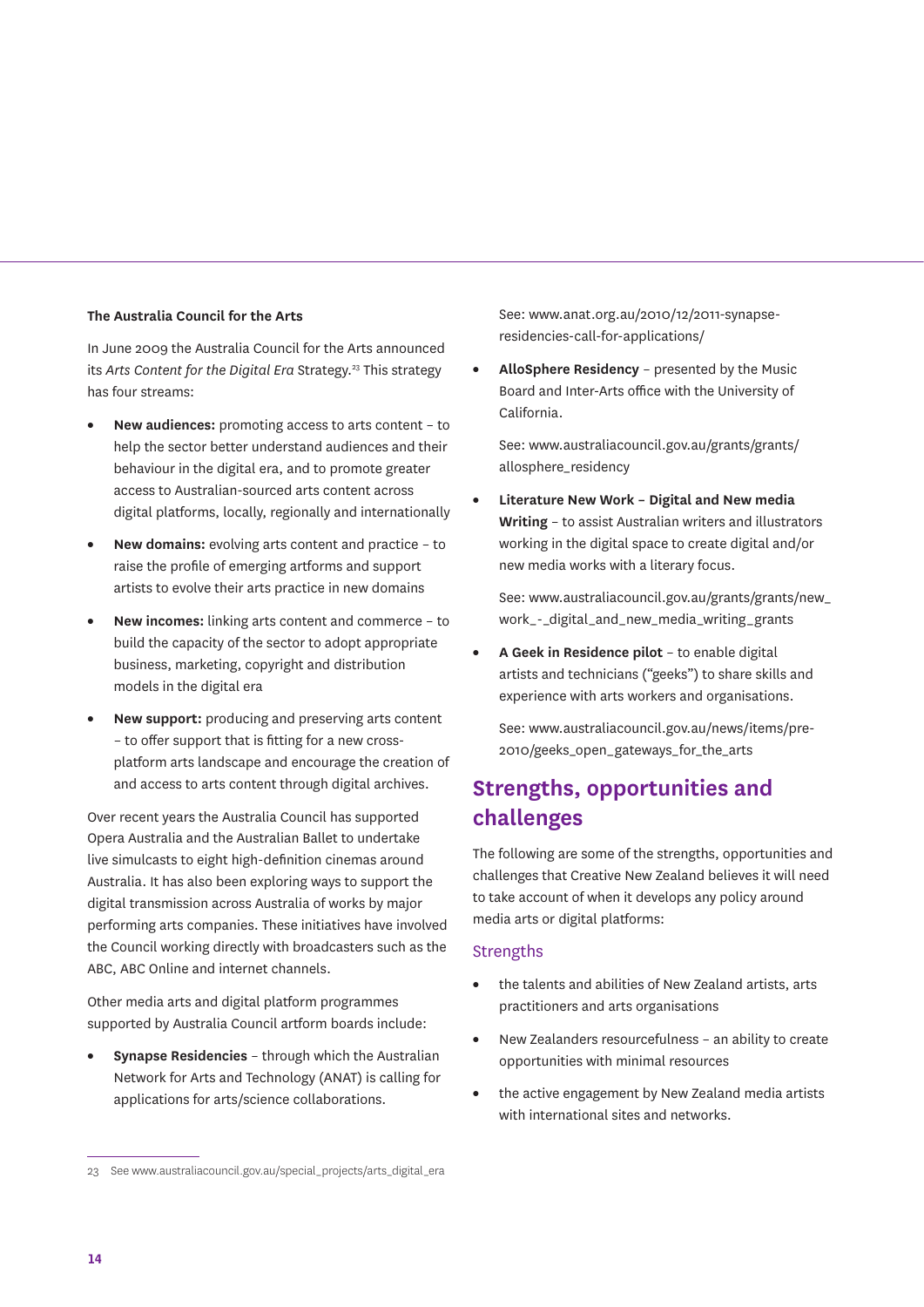**The Australia Council for the Arts**

In June 2009 the Australia Council for the Arts announced its *Arts Content for the Digital Era* Strategy.[23] This strategy has four streams:

- **New audiences:** promoting access to arts content – to help the sector better understand audiences and their behaviour in the digital era, and to promote greater access to Australian-sourced arts content across digital platforms, locally, regionally and internationally
- **New domains:** evolving arts content and practice – to raise the profile of emerging artforms and support artists to evolve their arts practice in new domains
- **New incomes:** linking arts content and commerce – to build the capacity of the sector to adopt appropriate business, marketing, copyright and distribution models in the digital era
- **New support:** producing and preserving arts content – to offer support that is fitting for a new cross-platform arts landscape and encourage the creation of and access to arts content through digital archives.

Over recent years the Australia Council has supported Opera Australia and the Australian Ballet to undertake live simulcasts to eight high-definition cinemas around Australia. It has also been exploring ways to support the digital transmission across Australia of works by major performing arts companies. These initiatives have involved the Council working directly with broadcasters such as the ABC, ABC Online and internet channels.

Other media arts and digital platform programmes supported by Australia Council artform boards include:

- **Synapse Residencies** – through which the Australian Network for Arts and Technology (ANAT) is calling for applications for arts/science collaborations.

  See: www.anat.org.au/2010/12/2011-synapse-residencies-call-for-applications/

- **AlloSphere Residency** – presented by the Music Board and Inter-Arts office with the University of California.

  See: www.australiacouncil.gov.au/grants/grants/allosphere_residency

- **Literature New Work – Digital and New media Writing** – to assist Australian writers and illustrators working in the digital space to create digital and/or new media works with a literary focus.

  See: www.australiacouncil.gov.au/grants/grants/new_work_-_digital_and_new_media_writing_grants

- **A Geek in Residence pilot** – to enable digital artists and technicians ("geeks") to share skills and experience with arts workers and organisations.

  See: www.australiacouncil.gov.au/news/items/pre-2010/geeks_open_gateways_for_the_arts

## Strengths, opportunities and challenges

The following are some of the strengths, opportunities and challenges that Creative New Zealand believes it will need to take account of when it develops any policy around media arts or digital platforms:

### Strengths

- the talents and abilities of New Zealand artists, arts practitioners and arts organisations
- New Zealanders resourcefulness – an ability to create opportunities with minimal resources
- the active engagement by New Zealand media artists with international sites and networks.

23 See www.australiacouncil.gov.au/special_projects/arts_digital_era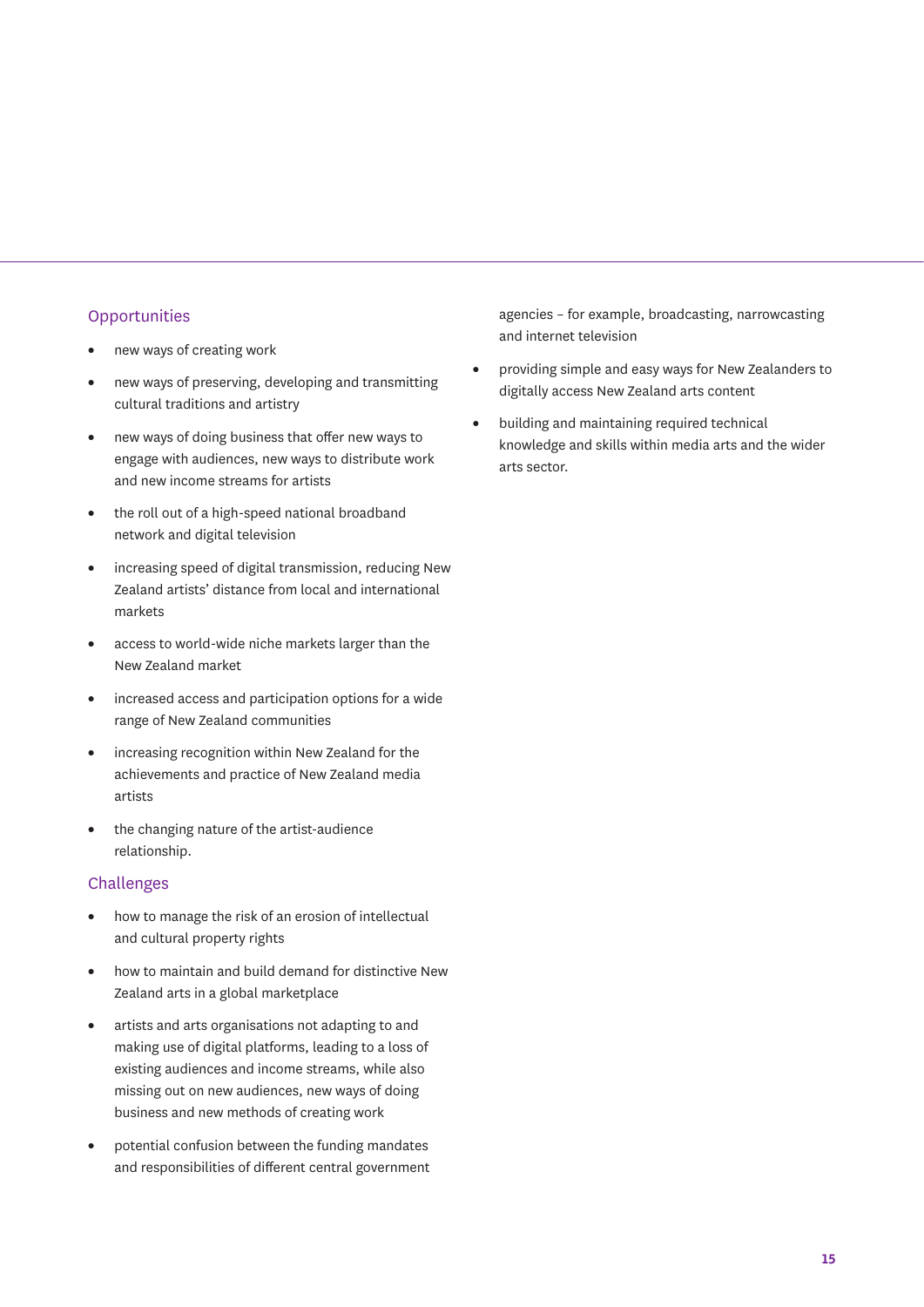## Opportunities

- new ways of creating work
- new ways of preserving, developing and transmitting cultural traditions and artistry
- new ways of doing business that offer new ways to engage with audiences, new ways to distribute work and new income streams for artists
- the roll out of a high-speed national broadband network and digital television
- increasing speed of digital transmission, reducing New Zealand artists' distance from local and international markets
- access to world-wide niche markets larger than the New Zealand market
- increased access and participation options for a wide range of New Zealand communities
- increasing recognition within New Zealand for the achievements and practice of New Zealand media artists
- the changing nature of the artist-audience relationship.

## Challenges

- how to manage the risk of an erosion of intellectual and cultural property rights
- how to maintain and build demand for distinctive New Zealand arts in a global marketplace
- artists and arts organisations not adapting to and making use of digital platforms, leading to a loss of existing audiences and income streams, while also missing out on new audiences, new ways of doing business and new methods of creating work
- potential confusion between the funding mandates and responsibilities of different central government agencies – for example, broadcasting, narrowcasting and internet television
- providing simple and easy ways for New Zealanders to digitally access New Zealand arts content
- building and maintaining required technical knowledge and skills within media arts and the wider arts sector.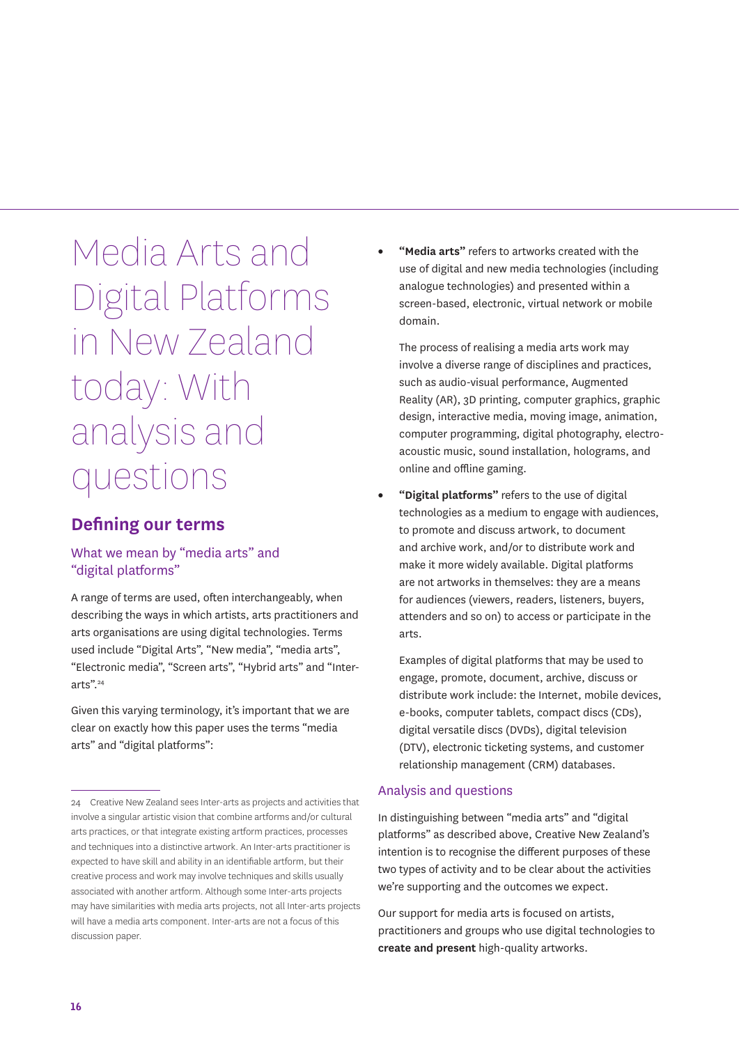# Media Arts and Digital Platforms in New Zealand today: With analysis and questions

## Defining our terms

### What we mean by "media arts" and "digital platforms"

A range of terms are used, often interchangeably, when describing the ways in which artists, arts practitioners and arts organisations are using digital technologies. Terms used include "Digital Arts", "New media", "media arts", "Electronic media", "Screen arts", "Hybrid arts" and "Inter-arts".[24]

Given this varying terminology, it's important that we are clear on exactly how this paper uses the terms "media arts" and "digital platforms":

- **"Media arts"** refers to artworks created with the use of digital and new media technologies (including analogue technologies) and presented within a screen-based, electronic, virtual network or mobile domain.

  The process of realising a media arts work may involve a diverse range of disciplines and practices, such as audio-visual performance, Augmented Reality (AR), 3D printing, computer graphics, graphic design, interactive media, moving image, animation, computer programming, digital photography, electro-acoustic music, sound installation, holograms, and online and offline gaming.

- **"Digital platforms"** refers to the use of digital technologies as a medium to engage with audiences, to promote and discuss artwork, to document and archive work, and/or to distribute work and make it more widely available. Digital platforms are not artworks in themselves: they are a means for audiences (viewers, readers, listeners, buyers, attenders and so on) to access or participate in the arts.

  Examples of digital platforms that may be used to engage, promote, document, archive, discuss or distribute work include: the Internet, mobile devices, e-books, computer tablets, compact discs (CDs), digital versatile discs (DVDs), digital television (DTV), electronic ticketing systems, and customer relationship management (CRM) databases.

### Analysis and questions

In distinguishing between "media arts" and "digital platforms" as described above, Creative New Zealand's intention is to recognise the different purposes of these two types of activity and to be clear about the activities we're supporting and the outcomes we expect.

Our support for media arts is focused on artists, practitioners and groups who use digital technologies to **create and present** high-quality artworks.

---

24 Creative New Zealand sees Inter-arts as projects and activities that involve a singular artistic vision that combine artforms and/or cultural arts practices, or that integrate existing artform practices, processes and techniques into a distinctive artwork. An Inter-arts practitioner is expected to have skill and ability in an identifiable artform, but their creative process and work may involve techniques and skills usually associated with another artform. Although some Inter-arts projects may have similarities with media arts projects, not all Inter-arts projects will have a media arts component. Inter-arts are not a focus of this discussion paper.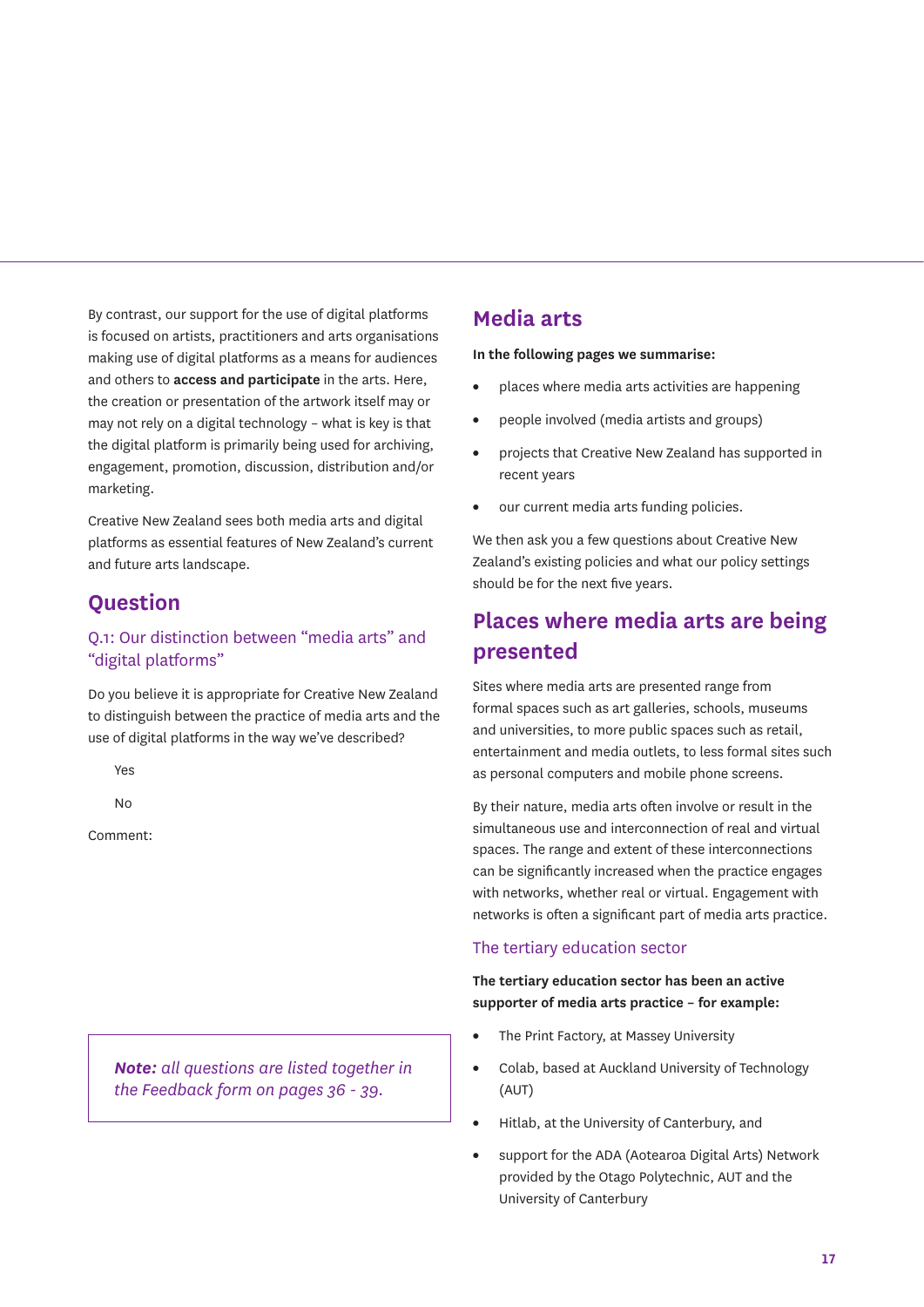By contrast, our support for the use of digital platforms is focused on artists, practitioners and arts organisations making use of digital platforms as a means for audiences and others to **access and participate** in the arts. Here, the creation or presentation of the artwork itself may or may not rely on a digital technology – what is key is that the digital platform is primarily being used for archiving, engagement, promotion, discussion, distribution and/or marketing.

Creative New Zealand sees both media arts and digital platforms as essential features of New Zealand's current and future arts landscape.

## Question

### Q.1: Our distinction between "media arts" and "digital platforms"

Do you believe it is appropriate for Creative New Zealand to distinguish between the practice of media arts and the use of digital platforms in the way we've described?

Yes

No

Comment:

> ***Note:** all questions are listed together in the Feedback form on pages 36 - 39.*

## Media arts

**In the following pages we summarise:**

- places where media arts activities are happening
- people involved (media artists and groups)
- projects that Creative New Zealand has supported in recent years
- our current media arts funding policies.

We then ask you a few questions about Creative New Zealand's existing policies and what our policy settings should be for the next five years.

## Places where media arts are being presented

Sites where media arts are presented range from formal spaces such as art galleries, schools, museums and universities, to more public spaces such as retail, entertainment and media outlets, to less formal sites such as personal computers and mobile phone screens.

By their nature, media arts often involve or result in the simultaneous use and interconnection of real and virtual spaces. The range and extent of these interconnections can be significantly increased when the practice engages with networks, whether real or virtual. Engagement with networks is often a significant part of media arts practice.

### The tertiary education sector

**The tertiary education sector has been an active supporter of media arts practice – for example:**

- The Print Factory, at Massey University
- Colab, based at Auckland University of Technology (AUT)
- Hitlab, at the University of Canterbury, and
- support for the ADA (Aotearoa Digital Arts) Network provided by the Otago Polytechnic, AUT and the University of Canterbury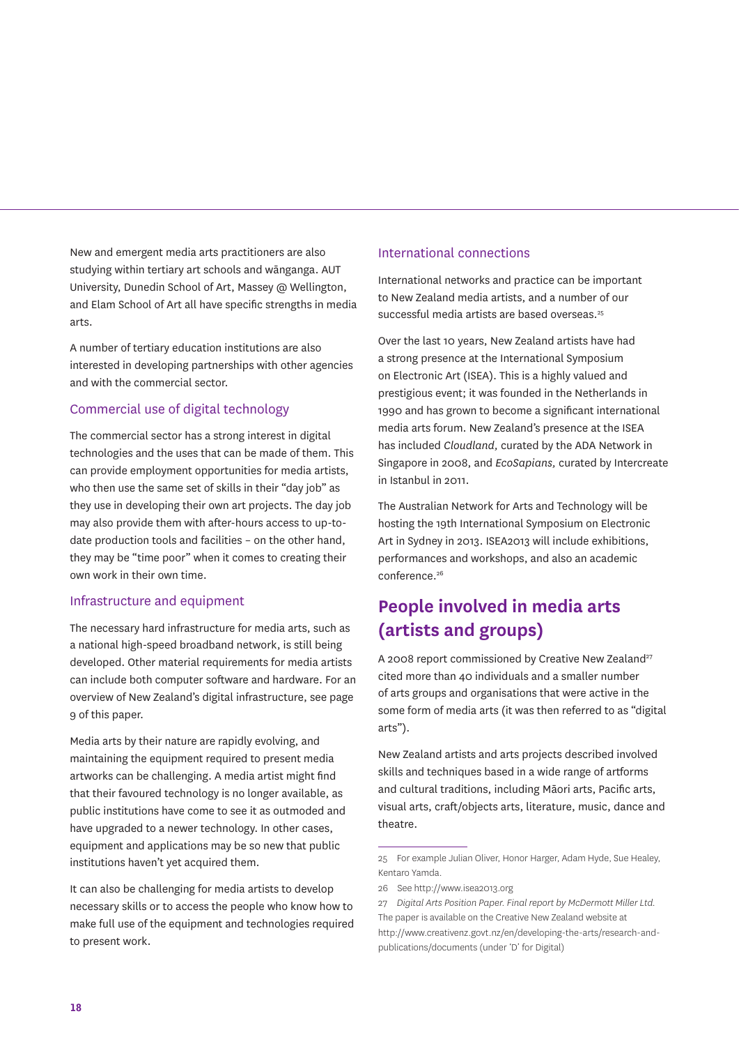New and emergent media arts practitioners are also studying within tertiary art schools and wānanga. AUT University, Dunedin School of Art, Massey @ Wellington, and Elam School of Art all have specific strengths in media arts.

A number of tertiary education institutions are also interested in developing partnerships with other agencies and with the commercial sector.

### Commercial use of digital technology

The commercial sector has a strong interest in digital technologies and the uses that can be made of them. This can provide employment opportunities for media artists, who then use the same set of skills in their "day job" as they use in developing their own art projects. The day job may also provide them with after-hours access to up-to-date production tools and facilities – on the other hand, they may be "time poor" when it comes to creating their own work in their own time.

### Infrastructure and equipment

The necessary hard infrastructure for media arts, such as a national high-speed broadband network, is still being developed. Other material requirements for media artists can include both computer software and hardware. For an overview of New Zealand's digital infrastructure, see page 9 of this paper.

Media arts by their nature are rapidly evolving, and maintaining the equipment required to present media artworks can be challenging. A media artist might find that their favoured technology is no longer available, as public institutions have come to see it as outmoded and have upgraded to a newer technology. In other cases, equipment and applications may be so new that public institutions haven't yet acquired them.

It can also be challenging for media artists to develop necessary skills or to access the people who know how to make full use of the equipment and technologies required to present work.

### International connections

International networks and practice can be important to New Zealand media artists, and a number of our successful media artists are based overseas.[25]

Over the last 10 years, New Zealand artists have had a strong presence at the International Symposium on Electronic Art (ISEA). This is a highly valued and prestigious event; it was founded in the Netherlands in 1990 and has grown to become a significant international media arts forum. New Zealand's presence at the ISEA has included *Cloudland*, curated by the ADA Network in Singapore in 2008, and *EcoSapians*, curated by Intercreate in Istanbul in 2011.

The Australian Network for Arts and Technology will be hosting the 19th International Symposium on Electronic Art in Sydney in 2013. ISEA2013 will include exhibitions, performances and workshops, and also an academic conference.[26]

## People involved in media arts (artists and groups)

A 2008 report commissioned by Creative New Zealand[27] cited more than 40 individuals and a smaller number of arts groups and organisations that were active in the some form of media arts (it was then referred to as "digital arts").

New Zealand artists and arts projects described involved skills and techniques based in a wide range of artforms and cultural traditions, including Māori arts, Pacific arts, visual arts, craft/objects arts, literature, music, dance and theatre.

---

25 For example Julian Oliver, Honor Harger, Adam Hyde, Sue Healey, Kentaro Yamda.

26 See http://www.isea2013.org

27 *Digital Arts Position Paper. Final report by McDermott Miller Ltd.* The paper is available on the Creative New Zealand website at http://www.creativenz.govt.nz/en/developing-the-arts/research-and-publications/documents (under 'D' for Digital)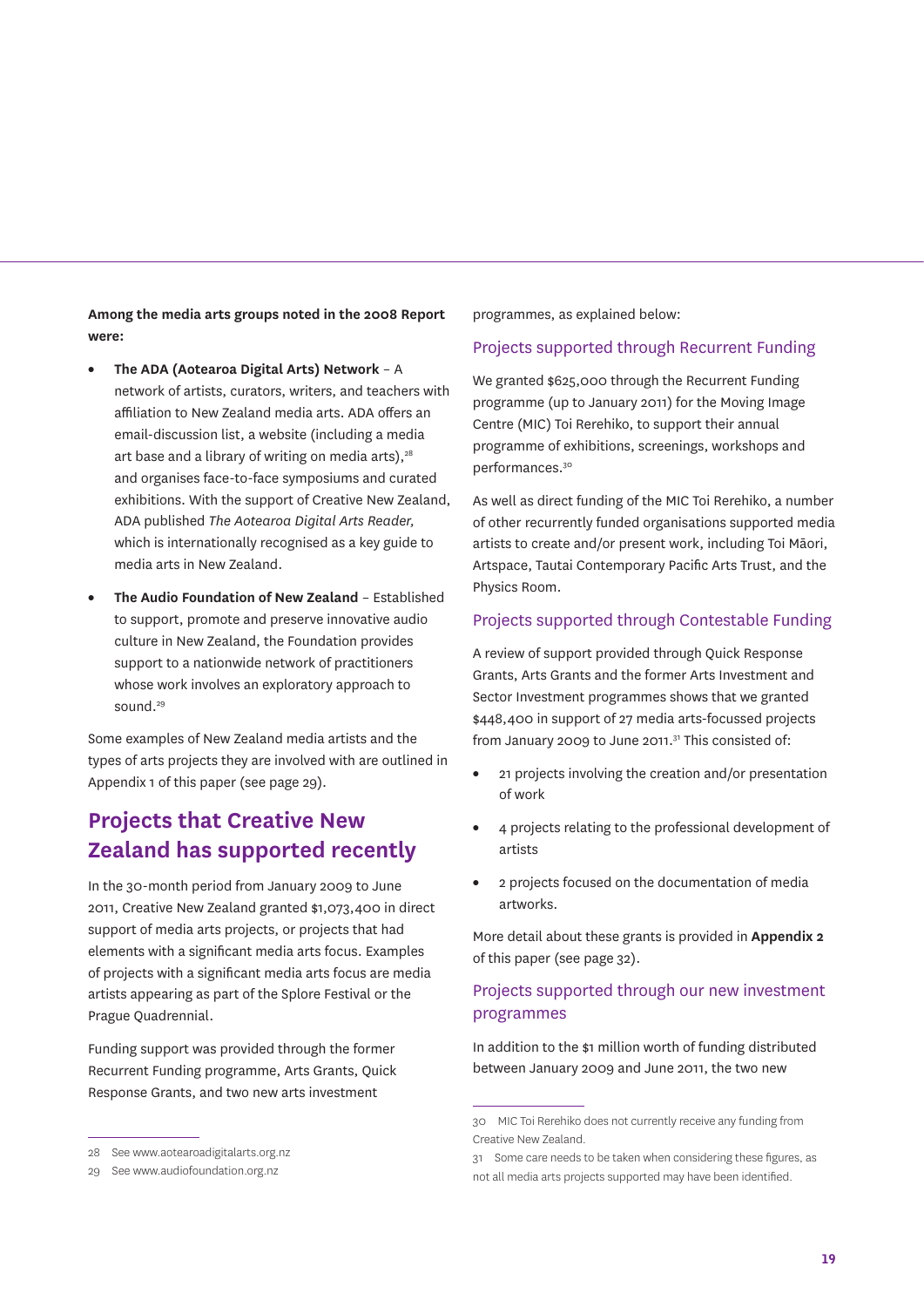**Among the media arts groups noted in the 2008 Report were:**

- **The ADA (Aotearoa Digital Arts) Network** – A network of artists, curators, writers, and teachers with affiliation to New Zealand media arts. ADA offers an email-discussion list, a website (including a media art base and a library of writing on media arts),[28] and organises face-to-face symposiums and curated exhibitions. With the support of Creative New Zealand, ADA published *The Aotearoa Digital Arts Reader,* which is internationally recognised as a key guide to media arts in New Zealand.
- **The Audio Foundation of New Zealand** – Established to support, promote and preserve innovative audio culture in New Zealand, the Foundation provides support to a nationwide network of practitioners whose work involves an exploratory approach to sound.[29]

Some examples of New Zealand media artists and the types of arts projects they are involved with are outlined in Appendix 1 of this paper (see page 29).

## Projects that Creative New Zealand has supported recently

In the 30-month period from January 2009 to June 2011, Creative New Zealand granted $1,073,400 in direct support of media arts projects, or projects that had elements with a significant media arts focus. Examples of projects with a significant media arts focus are media artists appearing as part of the Splore Festival or the Prague Quadrennial.

Funding support was provided through the former Recurrent Funding programme, Arts Grants, Quick Response Grants, and two new arts investment programmes, as explained below:

### Projects supported through Recurrent Funding

We granted $625,000 through the Recurrent Funding programme (up to January 2011) for the Moving Image Centre (MIC) Toi Rerehiko, to support their annual programme of exhibitions, screenings, workshops and performances.[30]

As well as direct funding of the MIC Toi Rerehiko, a number of other recurrently funded organisations supported media artists to create and/or present work, including Toi Māori, Artspace, Tautai Contemporary Pacific Arts Trust, and the Physics Room.

### Projects supported through Contestable Funding

A review of support provided through Quick Response Grants, Arts Grants and the former Arts Investment and Sector Investment programmes shows that we granted $448,400 in support of 27 media arts-focussed projects from January 2009 to June 2011.[31] This consisted of:

- 21 projects involving the creation and/or presentation of work
- 4 projects relating to the professional development of artists
- 2 projects focused on the documentation of media artworks.

More detail about these grants is provided in **Appendix 2** of this paper (see page 32).

### Projects supported through our new investment programmes

In addition to the $1 million worth of funding distributed between January 2009 and June 2011, the two new

---

28 See www.aotearoadigitalarts.org.nz

29 See www.audiofoundation.org.nz

30 MIC Toi Rerehiko does not currently receive any funding from Creative New Zealand.

31 Some care needs to be taken when considering these figures, as not all media arts projects supported may have been identified.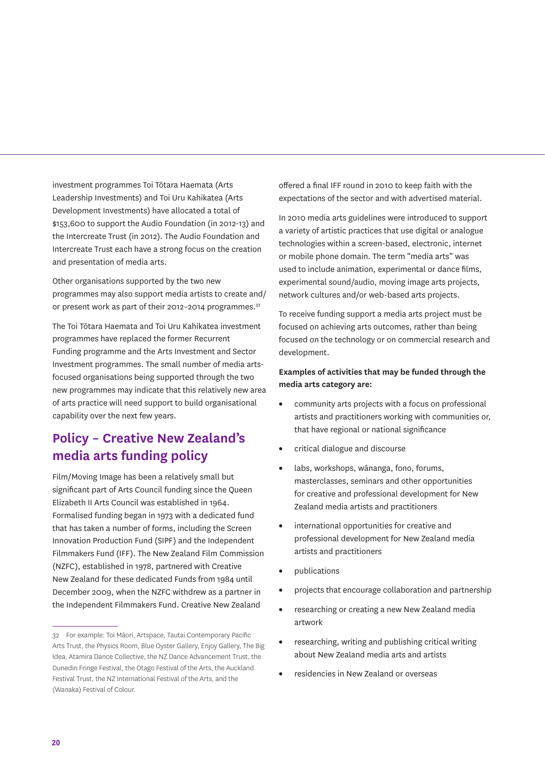investment programmes Toi Tōtara Haemata (Arts Leadership Investments) and Toi Uru Kahikatea (Arts Development Investments) have allocated a total of $153,600 to support the Audio Foundation (in 2012-13) and the Intercreate Trust (in 2012). The Audio Foundation and Intercreate Trust each have a strong focus on the creation and presentation of media arts.

Other organisations supported by the two new programmes may also support media artists to create and/or present work as part of their 2012–2014 programmes.[32]

The Toi Tōtara Haemata and Toi Uru Kahikatea investment programmes have replaced the former Recurrent Funding programme and the Arts Investment and Sector Investment programmes. The small number of media arts-focused organisations being supported through the two new programmes may indicate that this relatively new area of arts practice will need support to build organisational capability over the next few years.

## Policy – Creative New Zealand's media arts funding policy

Film/Moving Image has been a relatively small but significant part of Arts Council funding since the Queen Elizabeth II Arts Council was established in 1964. Formalised funding began in 1973 with a dedicated fund that has taken a number of forms, including the Screen Innovation Production Fund (SIPF) and the Independent Filmmakers Fund (IFF). The New Zealand Film Commission (NZFC), established in 1978, partnered with Creative New Zealand for these dedicated Funds from 1984 until December 2009, when the NZFC withdrew as a partner in the Independent Filmmakers Fund. Creative New Zealand offered a final IFF round in 2010 to keep faith with the expectations of the sector and with advertised material.

In 2010 media arts guidelines were introduced to support a variety of artistic practices that use digital or analogue technologies within a screen-based, electronic, internet or mobile phone domain. The term "media arts" was used to include animation, experimental or dance films, experimental sound/audio, moving image arts projects, network cultures and/or web-based arts projects.

To receive funding support a media arts project must be focused on achieving arts outcomes, rather than being focused on the technology or on commercial research and development.

**Examples of activities that may be funded through the media arts category are:**

- community arts projects with a focus on professional artists and practitioners working with communities or, that have regional or national significance
- critical dialogue and discourse
- labs, workshops, wānanga, fono, forums, masterclasses, seminars and other opportunities for creative and professional development for New Zealand media artists and practitioners
- international opportunities for creative and professional development for New Zealand media artists and practitioners
- publications
- projects that encourage collaboration and partnership
- researching or creating a new New Zealand media artwork
- researching, writing and publishing critical writing about New Zealand media arts and artists
- residencies in New Zealand or overseas

---

32 For example: Toi Māori, Artspace, Tautai Contemporary Pacific Arts Trust, the Physics Room, Blue Oyster Gallery, Enjoy Gallery, The Big Idea, Atamira Dance Collective, the NZ Dance Advancement Trust, the Dunedin Fringe Festival, the Otago Festival of the Arts, the Auckland Festival Trust, the NZ International Festival of the Arts, and the (Wanaka) Festival of Colour.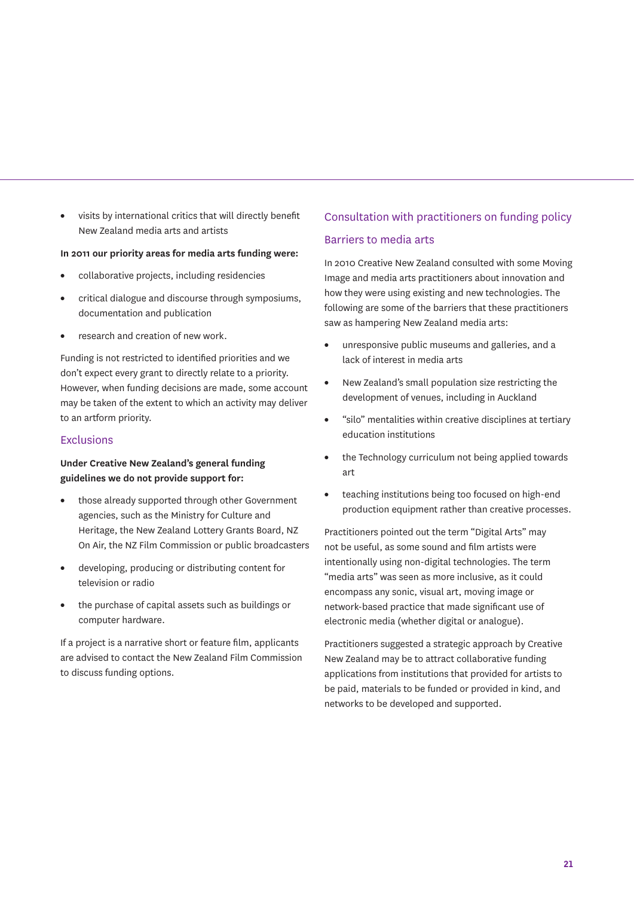- visits by international critics that will directly benefit New Zealand media arts and artists

**In 2011 our priority areas for media arts funding were:**

- collaborative projects, including residencies
- critical dialogue and discourse through symposiums, documentation and publication
- research and creation of new work.

Funding is not restricted to identified priorities and we don't expect every grant to directly relate to a priority. However, when funding decisions are made, some account may be taken of the extent to which an activity may deliver to an artform priority.

### Exclusions

**Under Creative New Zealand's general funding guidelines we do not provide support for:**

- those already supported through other Government agencies, such as the Ministry for Culture and Heritage, the New Zealand Lottery Grants Board, NZ On Air, the NZ Film Commission or public broadcasters
- developing, producing or distributing content for television or radio
- the purchase of capital assets such as buildings or computer hardware.

If a project is a narrative short or feature film, applicants are advised to contact the New Zealand Film Commission to discuss funding options.

## Consultation with practitioners on funding policy

### Barriers to media arts

In 2010 Creative New Zealand consulted with some Moving Image and media arts practitioners about innovation and how they were using existing and new technologies. The following are some of the barriers that these practitioners saw as hampering New Zealand media arts:

- unresponsive public museums and galleries, and a lack of interest in media arts
- New Zealand's small population size restricting the development of venues, including in Auckland
- "silo" mentalities within creative disciplines at tertiary education institutions
- the Technology curriculum not being applied towards art
- teaching institutions being too focused on high-end production equipment rather than creative processes.

Practitioners pointed out the term "Digital Arts" may not be useful, as some sound and film artists were intentionally using non-digital technologies. The term "media arts" was seen as more inclusive, as it could encompass any sonic, visual art, moving image or network-based practice that made significant use of electronic media (whether digital or analogue).

Practitioners suggested a strategic approach by Creative New Zealand may be to attract collaborative funding applications from institutions that provided for artists to be paid, materials to be funded or provided in kind, and networks to be developed and supported.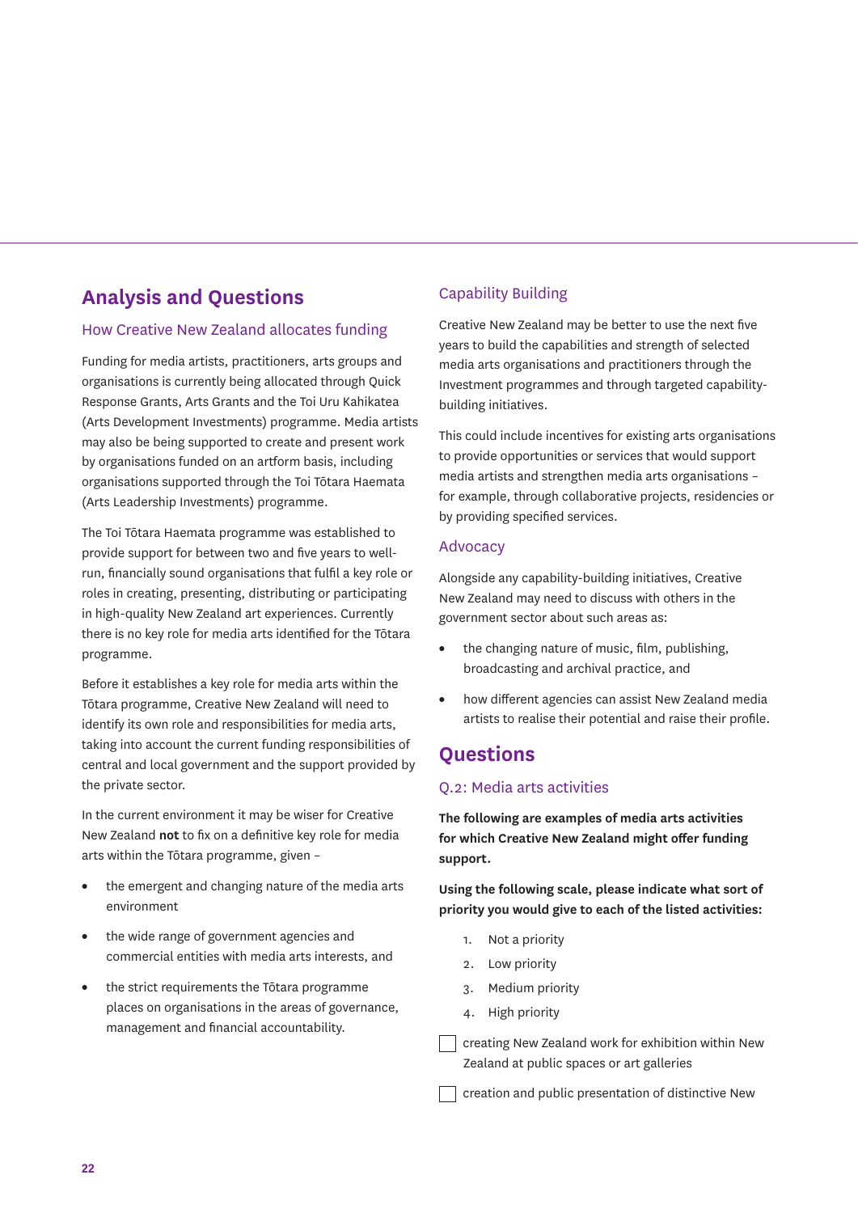## Analysis and Questions

### How Creative New Zealand allocates funding

Funding for media artists, practitioners, arts groups and organisations is currently being allocated through Quick Response Grants, Arts Grants and the Toi Uru Kahikatea (Arts Development Investments) programme. Media artists may also be being supported to create and present work by organisations funded on an artform basis, including organisations supported through the Toi Tōtara Haemata (Arts Leadership Investments) programme.

The Toi Tōtara Haemata programme was established to provide support for between two and five years to well-run, financially sound organisations that fulfil a key role or roles in creating, presenting, distributing or participating in high-quality New Zealand art experiences. Currently there is no key role for media arts identified for the Tōtara programme.

Before it establishes a key role for media arts within the Tōtara programme, Creative New Zealand will need to identify its own role and responsibilities for media arts, taking into account the current funding responsibilities of central and local government and the support provided by the private sector.

In the current environment it may be wiser for Creative New Zealand **not** to fix on a definitive key role for media arts within the Tōtara programme, given –

- the emergent and changing nature of the media arts environment
- the wide range of government agencies and commercial entities with media arts interests, and
- the strict requirements the Tōtara programme places on organisations in the areas of governance, management and financial accountability.

### Capability Building

Creative New Zealand may be better to use the next five years to build the capabilities and strength of selected media arts organisations and practitioners through the Investment programmes and through targeted capability-building initiatives.

This could include incentives for existing arts organisations to provide opportunities or services that would support media artists and strengthen media arts organisations – for example, through collaborative projects, residencies or by providing specified services.

### Advocacy

Alongside any capability-building initiatives, Creative New Zealand may need to discuss with others in the government sector about such areas as:

- the changing nature of music, film, publishing, broadcasting and archival practice, and
- how different agencies can assist New Zealand media artists to realise their potential and raise their profile.

## Questions

### Q.2: Media arts activities

**The following are examples of media arts activities for which Creative New Zealand might offer funding support.**

**Using the following scale, please indicate what sort of priority you would give to each of the listed activities:**

1. Not a priority
2. Low priority
3. Medium priority
4. High priority

☐ creating New Zealand work for exhibition within New Zealand at public spaces or art galleries

☐ creation and public presentation of distinctive New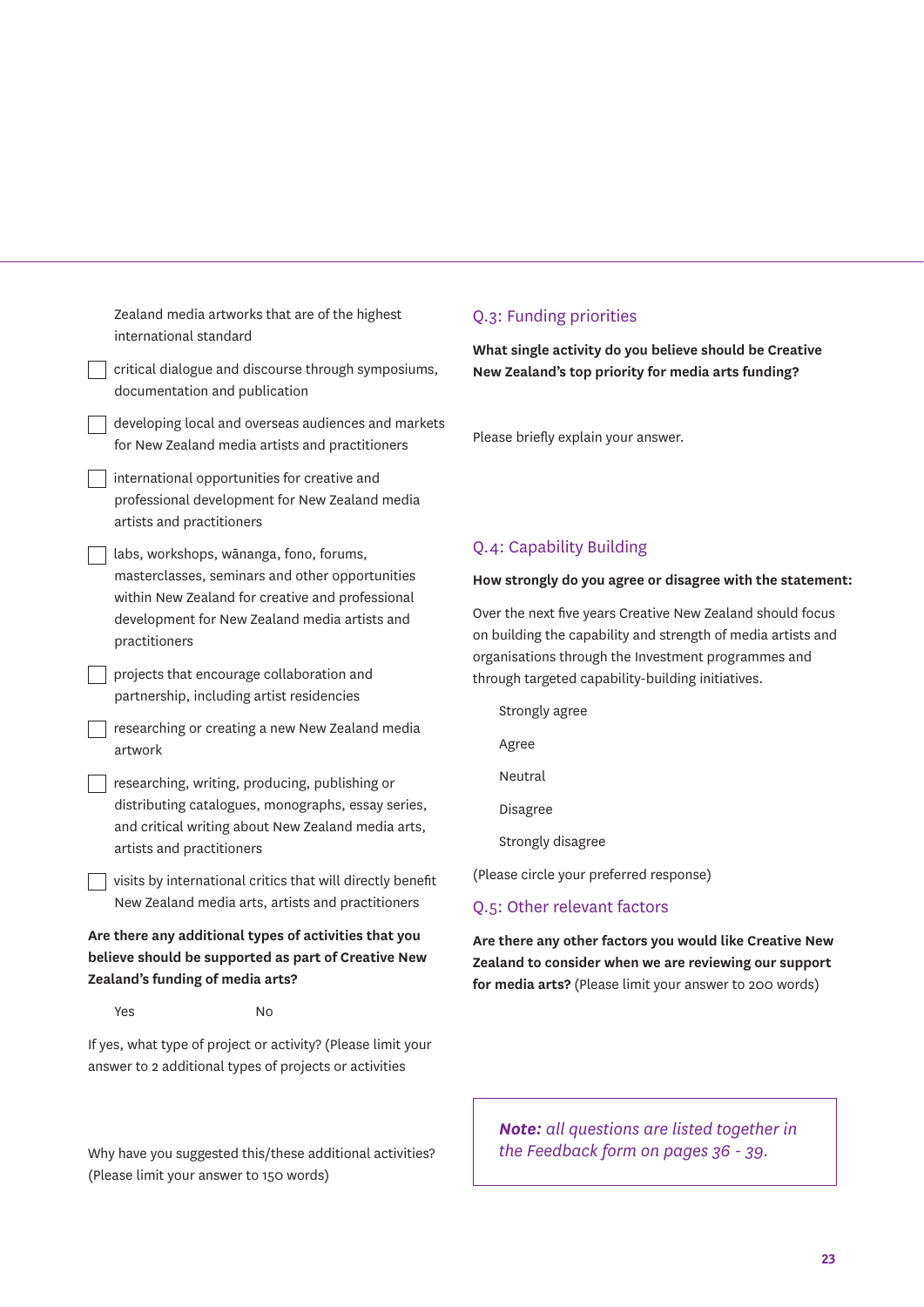Zealand media artworks that are of the highest international standard

- [ ] critical dialogue and discourse through symposiums, documentation and publication
- [ ] developing local and overseas audiences and markets for New Zealand media artists and practitioners
- [ ] international opportunities for creative and professional development for New Zealand media artists and practitioners
- [ ] labs, workshops, wānanga, fono, forums, masterclasses, seminars and other opportunities within New Zealand for creative and professional development for New Zealand media artists and practitioners
- [ ] projects that encourage collaboration and partnership, including artist residencies
- [ ] researching or creating a new New Zealand media artwork
- [ ] researching, writing, producing, publishing or distributing catalogues, monographs, essay series, and critical writing about New Zealand media arts, artists and practitioners
- [ ] visits by international critics that will directly benefit New Zealand media arts, artists and practitioners

**Are there any additional types of activities that you believe should be supported as part of Creative New Zealand's funding of media arts?**

Yes No

If yes, what type of project or activity? (Please limit your answer to 2 additional types of projects or activities

Why have you suggested this/these additional activities? (Please limit your answer to 150 words)

## Q.3: Funding priorities

**What single activity do you believe should be Creative New Zealand's top priority for media arts funding?**

Please briefly explain your answer.

## Q.4: Capability Building

**How strongly do you agree or disagree with the statement:**

Over the next five years Creative New Zealand should focus on building the capability and strength of media artists and organisations through the Investment programmes and through targeted capability-building initiatives.

Strongly agree

Agree

Neutral

Disagree

Strongly disagree

(Please circle your preferred response)

## Q.5: Other relevant factors

**Are there any other factors you would like Creative New Zealand to consider when we are reviewing our support for media arts?** (Please limit your answer to 200 words)

***Note:*** *all questions are listed together in the Feedback form on pages 36 - 39.*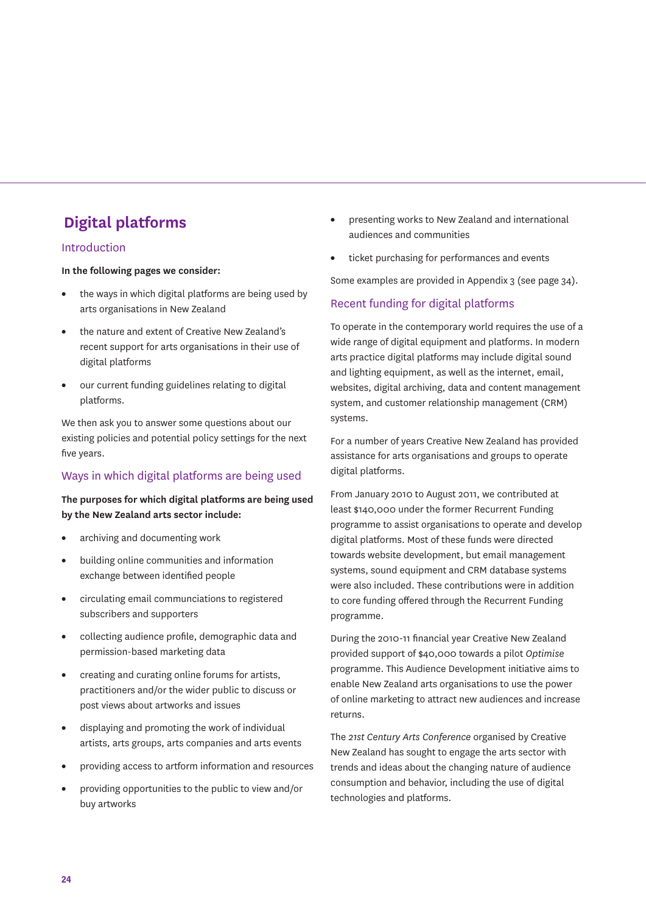## Digital platforms

### Introduction

**In the following pages we consider:**

- the ways in which digital platforms are being used by arts organisations in New Zealand
- the nature and extent of Creative New Zealand's recent support for arts organisations in their use of digital platforms
- our current funding guidelines relating to digital platforms.

We then ask you to answer some questions about our existing policies and potential policy settings for the next five years.

### Ways in which digital platforms are being used

**The purposes for which digital platforms are being used by the New Zealand arts sector include:**

- archiving and documenting work
- building online communities and information exchange between identified people
- circulating email communciations to registered subscribers and supporters
- collecting audience profile, demographic data and permission-based marketing data
- creating and curating online forums for artists, practitioners and/or the wider public to discuss or post views about artworks and issues
- displaying and promoting the work of individual artists, arts groups, arts companies and arts events
- providing access to artform information and resources
- providing opportunities to the public to view and/or buy artworks
- presenting works to New Zealand and international audiences and communities
- ticket purchasing for performances and events

Some examples are provided in Appendix 3 (see page 34).

### Recent funding for digital platforms

To operate in the contemporary world requires the use of a wide range of digital equipment and platforms. In modern arts practice digital platforms may include digital sound and lighting equipment, as well as the internet, email, websites, digital archiving, data and content management system, and customer relationship management (CRM) systems.

For a number of years Creative New Zealand has provided assistance for arts organisations and groups to operate digital platforms.

From January 2010 to August 2011, we contributed at least $140,000 under the former Recurrent Funding programme to assist organisations to operate and develop digital platforms. Most of these funds were directed towards website development, but email management systems, sound equipment and CRM database systems were also included. These contributions were in addition to core funding offered through the Recurrent Funding programme.

During the 2010-11 financial year Creative New Zealand provided support of $40,000 towards a pilot *Optimise* programme. This Audience Development initiative aims to enable New Zealand arts organisations to use the power of online marketing to attract new audiences and increase returns.

The *21st Century Arts Conference* organised by Creative New Zealand has sought to engage the arts sector with trends and ideas about the changing nature of audience consumption and behavior, including the use of digital technologies and platforms.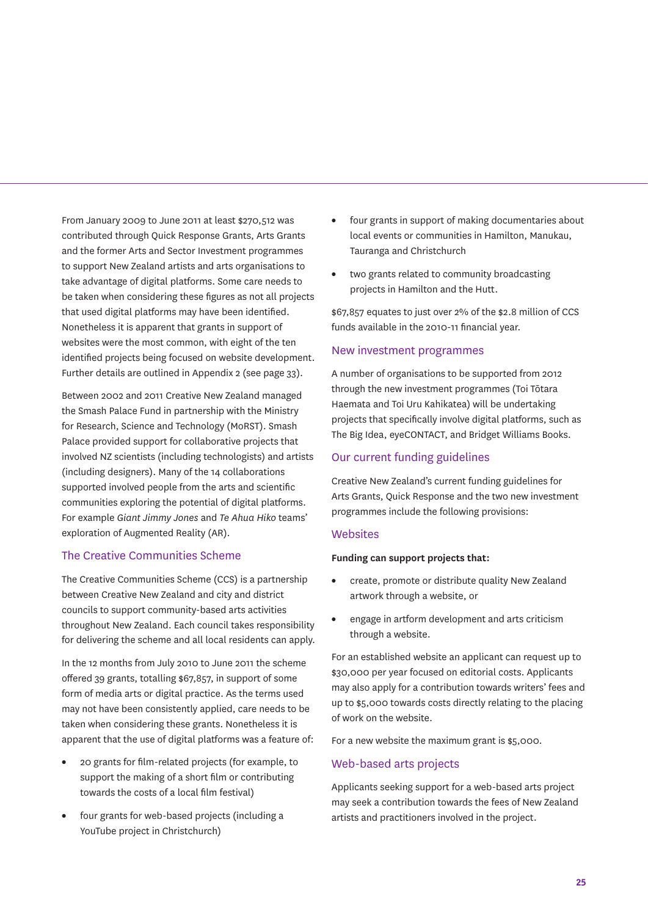From January 2009 to June 2011 at least $270,512 was contributed through Quick Response Grants, Arts Grants and the former Arts and Sector Investment programmes to support New Zealand artists and arts organisations to take advantage of digital platforms. Some care needs to be taken when considering these figures as not all projects that used digital platforms may have been identified. Nonetheless it is apparent that grants in support of websites were the most common, with eight of the ten identified projects being focused on website development. Further details are outlined in Appendix 2 (see page 33).

Between 2002 and 2011 Creative New Zealand managed the Smash Palace Fund in partnership with the Ministry for Research, Science and Technology (MoRST). Smash Palace provided support for collaborative projects that involved NZ scientists (including technologists) and artists (including designers). Many of the 14 collaborations supported involved people from the arts and scientific communities exploring the potential of digital platforms. For example *Giant Jimmy Jones* and *Te Ahua Hiko* teams' exploration of Augmented Reality (AR).

## The Creative Communities Scheme

The Creative Communities Scheme (CCS) is a partnership between Creative New Zealand and city and district councils to support community-based arts activities throughout New Zealand. Each council takes responsibility for delivering the scheme and all local residents can apply.

In the 12 months from July 2010 to June 2011 the scheme offered 39 grants, totalling $67,857, in support of some form of media arts or digital practice. As the terms used may not have been consistently applied, care needs to be taken when considering these grants. Nonetheless it is apparent that the use of digital platforms was a feature of:

- 20 grants for film-related projects (for example, to support the making of a short film or contributing towards the costs of a local film festival)
- four grants for web-based projects (including a YouTube project in Christchurch)
- four grants in support of making documentaries about local events or communities in Hamilton, Manukau, Tauranga and Christchurch
- two grants related to community broadcasting projects in Hamilton and the Hutt.

$67,857 equates to just over 2% of the $2.8 million of CCS funds available in the 2010-11 financial year.

## New investment programmes

A number of organisations to be supported from 2012 through the new investment programmes (Toi Tōtara Haemata and Toi Uru Kahikatea) will be undertaking projects that specifically involve digital platforms, such as The Big Idea, eyeCONTACT, and Bridget Williams Books.

## Our current funding guidelines

Creative New Zealand's current funding guidelines for Arts Grants, Quick Response and the two new investment programmes include the following provisions:

### Websites

**Funding can support projects that:**

- create, promote or distribute quality New Zealand artwork through a website, or
- engage in artform development and arts criticism through a website.

For an established website an applicant can request up to $30,000 per year focused on editorial costs. Applicants may also apply for a contribution towards writers' fees and up to $5,000 towards costs directly relating to the placing of work on the website.

For a new website the maximum grant is $5,000.

### Web-based arts projects

Applicants seeking support for a web-based arts project may seek a contribution towards the fees of New Zealand artists and practitioners involved in the project.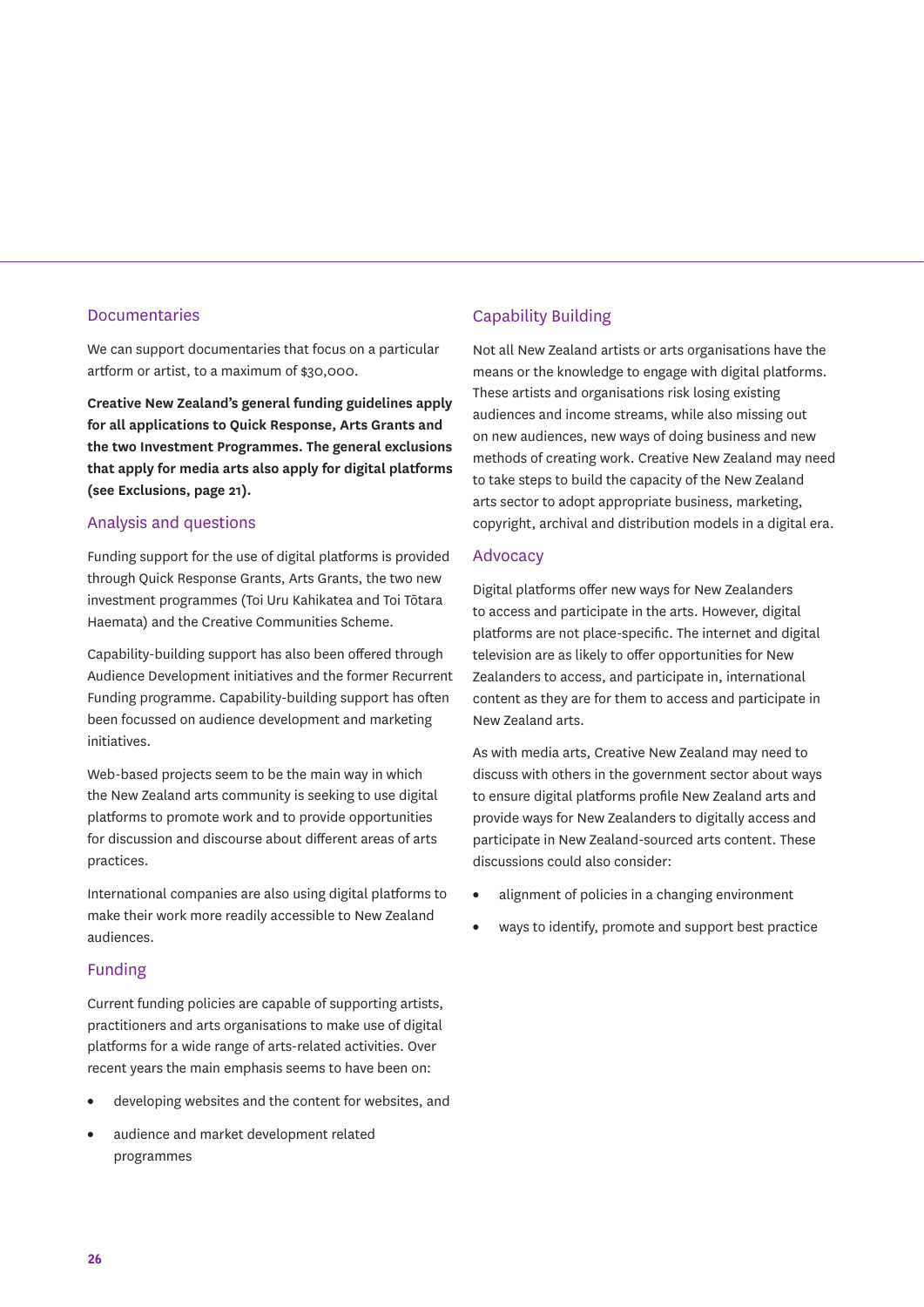## Documentaries

We can support documentaries that focus on a particular artform or artist, to a maximum of $30,000.

**Creative New Zealand's general funding guidelines apply for all applications to Quick Response, Arts Grants and the two Investment Programmes. The general exclusions that apply for media arts also apply for digital platforms (see Exclusions, page 21).**

## Analysis and questions

Funding support for the use of digital platforms is provided through Quick Response Grants, Arts Grants, the two new investment programmes (Toi Uru Kahikatea and Toi Tōtara Haemata) and the Creative Communities Scheme.

Capability-building support has also been offered through Audience Development initiatives and the former Recurrent Funding programme. Capability-building support has often been focussed on audience development and marketing initiatives.

Web-based projects seem to be the main way in which the New Zealand arts community is seeking to use digital platforms to promote work and to provide opportunities for discussion and discourse about different areas of arts practices.

International companies are also using digital platforms to make their work more readily accessible to New Zealand audiences.

## Funding

Current funding policies are capable of supporting artists, practitioners and arts organisations to make use of digital platforms for a wide range of arts-related activities. Over recent years the main emphasis seems to have been on:

- developing websites and the content for websites, and
- audience and market development related programmes

## Capability Building

Not all New Zealand artists or arts organisations have the means or the knowledge to engage with digital platforms. These artists and organisations risk losing existing audiences and income streams, while also missing out on new audiences, new ways of doing business and new methods of creating work. Creative New Zealand may need to take steps to build the capacity of the New Zealand arts sector to adopt appropriate business, marketing, copyright, archival and distribution models in a digital era.

## Advocacy

Digital platforms offer new ways for New Zealanders to access and participate in the arts. However, digital platforms are not place-specific. The internet and digital television are as likely to offer opportunities for New Zealanders to access, and participate in, international content as they are for them to access and participate in New Zealand arts.

As with media arts, Creative New Zealand may need to discuss with others in the government sector about ways to ensure digital platforms profile New Zealand arts and provide ways for New Zealanders to digitally access and participate in New Zealand-sourced arts content. These discussions could also consider:

- alignment of policies in a changing environment
- ways to identify, promote and support best practice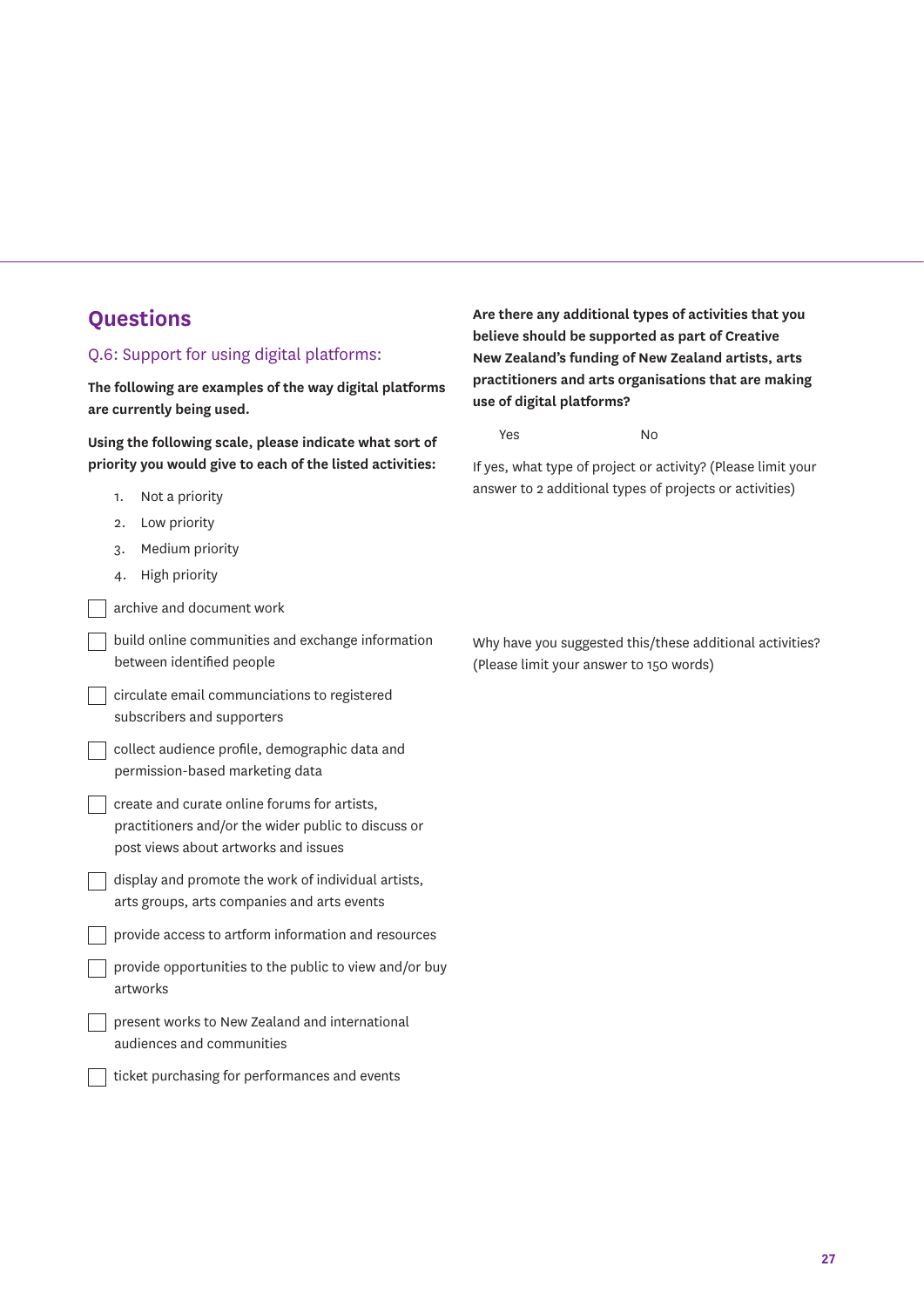## Questions

### Q.6: Support for using digital platforms:

**The following are examples of the way digital platforms are currently being used.**

**Using the following scale, please indicate what sort of priority you would give to each of the listed activities:**

1. Not a priority
2. Low priority
3. Medium priority
4. High priority

- ☐ archive and document work
- ☐ build online communities and exchange information between identified people
- ☐ circulate email communciations to registered subscribers and supporters
- ☐ collect audience profile, demographic data and permission-based marketing data
- ☐ create and curate online forums for artists, practitioners and/or the wider public to discuss or post views about artworks and issues
- ☐ display and promote the work of individual artists, arts groups, arts companies and arts events
- ☐ provide access to artform information and resources
- ☐ provide opportunities to the public to view and/or buy artworks
- ☐ present works to New Zealand and international audiences and communities
- ☐ ticket purchasing for performances and events

**Are there any additional types of activities that you believe should be supported as part of Creative New Zealand's funding of New Zealand artists, arts practitioners and arts organisations that are making use of digital platforms?**

Yes No

If yes, what type of project or activity? (Please limit your answer to 2 additional types of projects or activities)

Why have you suggested this/these additional activities? (Please limit your answer to 150 words)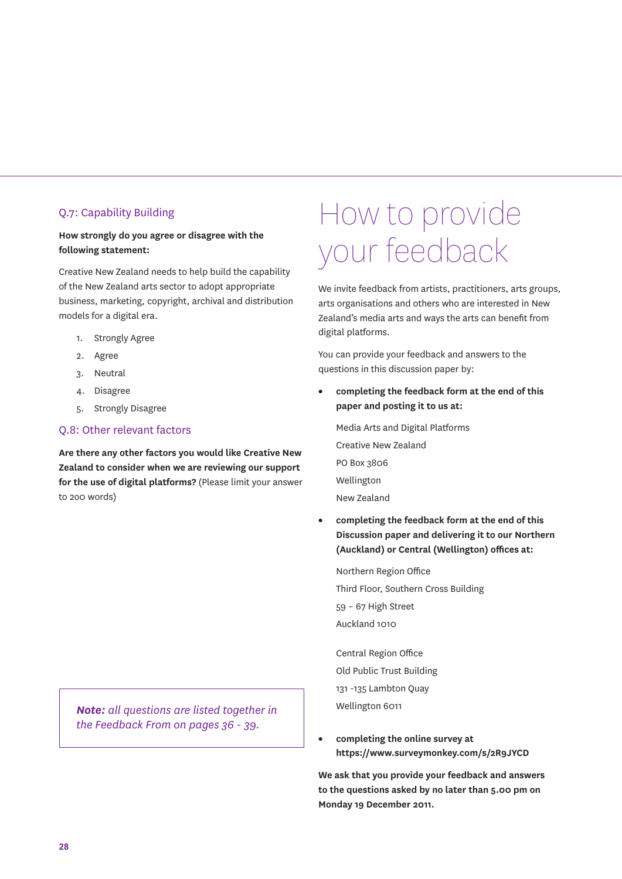### Q.7: Capability Building

**How strongly do you agree or disagree with the following statement:**

Creative New Zealand needs to help build the capability of the New Zealand arts sector to adopt appropriate business, marketing, copyright, archival and distribution models for a digital era.

1. Strongly Agree
2. Agree
3. Neutral
4. Disagree
5. Strongly Disagree

### Q.8: Other relevant factors

**Are there any other factors you would like Creative New Zealand to consider when we are reviewing our support for the use of digital platforms?** (Please limit your answer to 200 words)

> ***Note:*** *all questions are listed together in the Feedback From on pages 36 - 39.*

# How to provide your feedback

We invite feedback from artists, practitioners, arts groups, arts organisations and others who are interested in New Zealand's media arts and ways the arts can benefit from digital platforms.

You can provide your feedback and answers to the questions in this discussion paper by:

- **completing the feedback form at the end of this paper and posting it to us at:**

  Media Arts and Digital Platforms
  Creative New Zealand
  PO Box 3806
  Wellington
  New Zealand

- **completing the feedback form at the end of this Discussion paper and delivering it to our Northern (Auckland) or Central (Wellington) offices at:**

  Northern Region Office
  Third Floor, Southern Cross Building
  59 – 67 High Street
  Auckland 1010

  Central Region Office
  Old Public Trust Building
  131 -135 Lambton Quay
  Wellington 6011

- **completing the online survey at https://www.surveymonkey.com/s/2R9JYCD**

**We ask that you provide your feedback and answers to the questions asked by no later than 5.00 pm on Monday 19 December 2011.**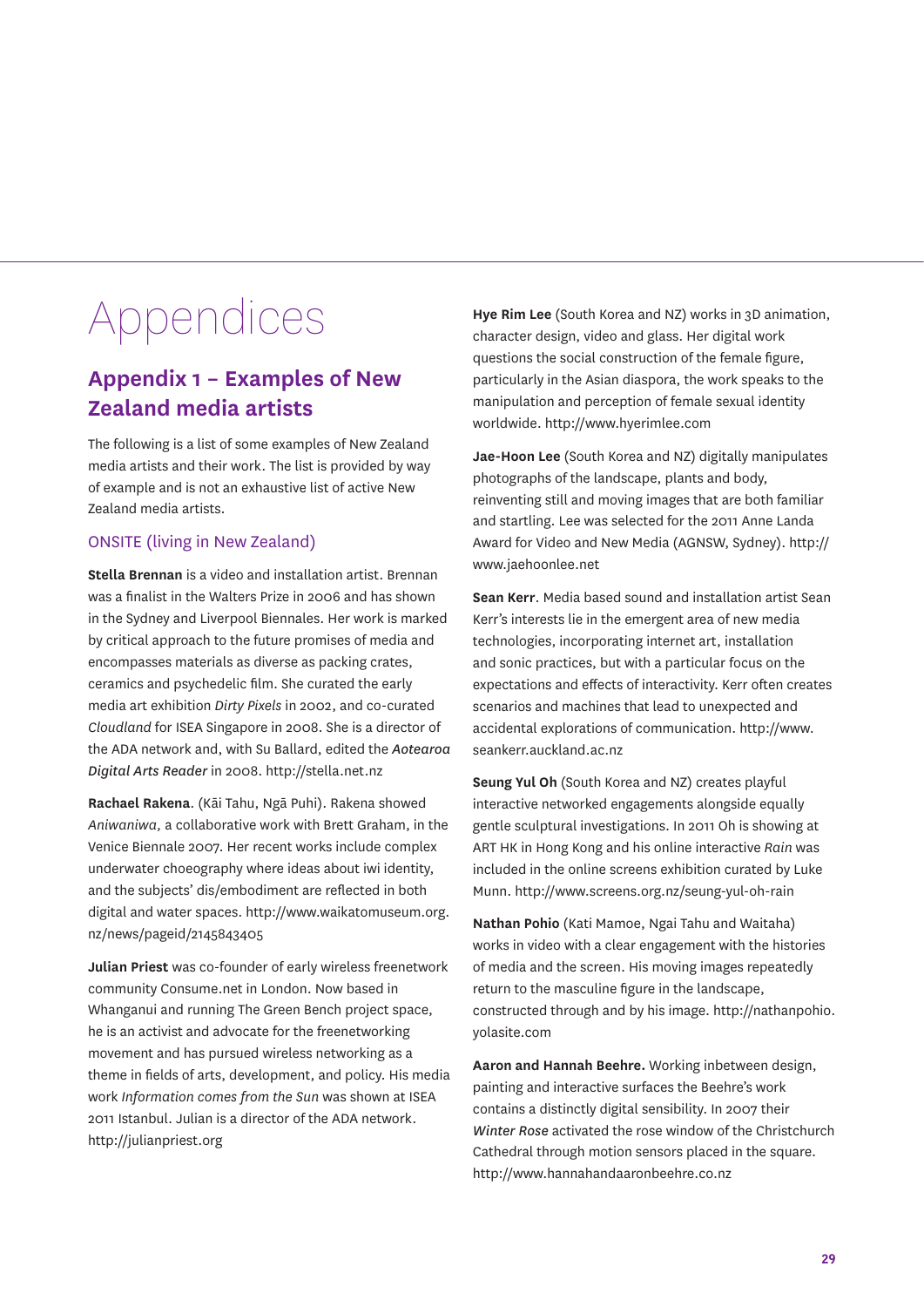# Appendices

## Appendix 1 – Examples of New Zealand media artists

The following is a list of some examples of New Zealand media artists and their work. The list is provided by way of example and is not an exhaustive list of active New Zealand media artists.

### ONSITE (living in New Zealand)

**Stella Brennan** is a video and installation artist. Brennan was a finalist in the Walters Prize in 2006 and has shown in the Sydney and Liverpool Biennales. Her work is marked by critical approach to the future promises of media and encompasses materials as diverse as packing crates, ceramics and psychedelic film. She curated the early media art exhibition *Dirty Pixels* in 2002, and co-curated *Cloudland* for ISEA Singapore in 2008. She is a director of the ADA network and, with Su Ballard, edited the *Aotearoa Digital Arts Reader* in 2008. http://stella.net.nz

**Rachael Rakena**. (Kāi Tahu, Ngā Puhi). Rakena showed *Aniwaniwa*, a collaborative work with Brett Graham, in the Venice Biennale 2007. Her recent works include complex underwater choeography where ideas about iwi identity, and the subjects' dis/embodiment are reflected in both digital and water spaces. http://www.waikatomuseum.org.nz/news/pageid/2145843405

**Julian Priest** was co-founder of early wireless freenetwork community Consume.net in London. Now based in Whanganui and running The Green Bench project space, he is an activist and advocate for the freenetworking movement and has pursued wireless networking as a theme in fields of arts, development, and policy. His media work *Information comes from the Sun* was shown at ISEA 2011 Istanbul. Julian is a director of the ADA network. http://julianpriest.org

**Hye Rim Lee** (South Korea and NZ) works in 3D animation, character design, video and glass. Her digital work questions the social construction of the female figure, particularly in the Asian diaspora, the work speaks to the manipulation and perception of female sexual identity worldwide. http://www.hyerimlee.com

**Jae-Hoon Lee** (South Korea and NZ) digitally manipulates photographs of the landscape, plants and body, reinventing still and moving images that are both familiar and startling. Lee was selected for the 2011 Anne Landa Award for Video and New Media (AGNSW, Sydney). http://www.jaehoonlee.net

**Sean Kerr**. Media based sound and installation artist Sean Kerr's interests lie in the emergent area of new media technologies, incorporating internet art, installation and sonic practices, but with a particular focus on the expectations and effects of interactivity. Kerr often creates scenarios and machines that lead to unexpected and accidental explorations of communication. http://www.seankerr.auckland.ac.nz

**Seung Yul Oh** (South Korea and NZ) creates playful interactive networked engagements alongside equally gentle sculptural investigations. In 2011 Oh is showing at ART HK in Hong Kong and his online interactive *Rain* was included in the online screens exhibition curated by Luke Munn. http://www.screens.org.nz/seung-yul-oh-rain

**Nathan Pohio** (Kati Mamoe, Ngai Tahu and Waitaha) works in video with a clear engagement with the histories of media and the screen. His moving images repeatedly return to the masculine figure in the landscape, constructed through and by his image. http://nathanpohio.yolasite.com

**Aaron and Hannah Beehre.** Working inbetween design, painting and interactive surfaces the Beehre's work contains a distinctly digital sensibility. In 2007 their *Winter Rose* activated the rose window of the Christchurch Cathedral through motion sensors placed in the square. http://www.hannahandaaronbeehre.co.nz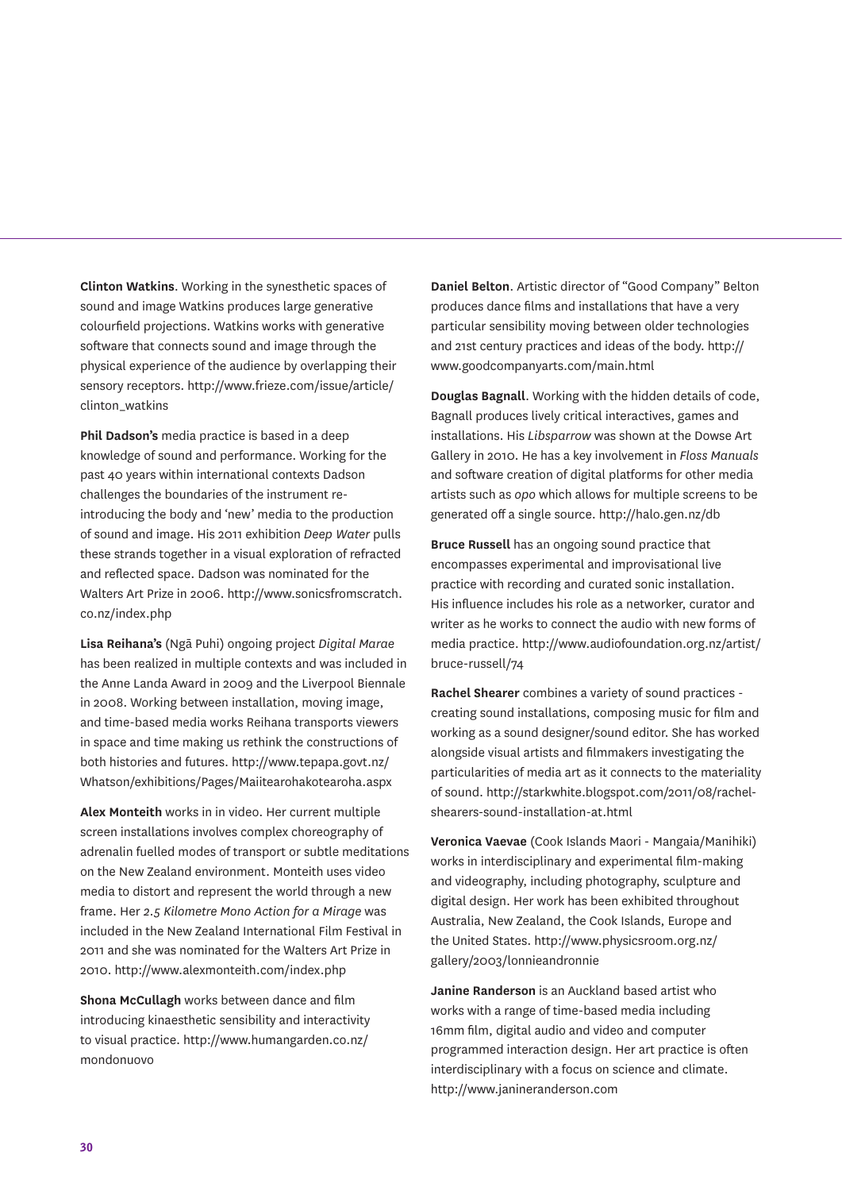**Clinton Watkins**. Working in the synesthetic spaces of sound and image Watkins produces large generative colourfield projections. Watkins works with generative software that connects sound and image through the physical experience of the audience by overlapping their sensory receptors. http://www.frieze.com/issue/article/clinton_watkins

**Phil Dadson's** media practice is based in a deep knowledge of sound and performance. Working for the past 40 years within international contexts Dadson challenges the boundaries of the instrument re-introducing the body and 'new' media to the production of sound and image. His 2011 exhibition *Deep Water* pulls these strands together in a visual exploration of refracted and reflected space. Dadson was nominated for the Walters Art Prize in 2006. http://www.sonicsfromscratch.co.nz/index.php

**Lisa Reihana's** (Ngā Puhi) ongoing project *Digital Marae* has been realized in multiple contexts and was included in the Anne Landa Award in 2009 and the Liverpool Biennale in 2008. Working between installation, moving image, and time-based media works Reihana transports viewers in space and time making us rethink the constructions of both histories and futures. http://www.tepapa.govt.nz/Whatson/exhibitions/Pages/Maiitearohakotearoha.aspx

**Alex Monteith** works in in video. Her current multiple screen installations involves complex choreography of adrenalin fuelled modes of transport or subtle meditations on the New Zealand environment. Monteith uses video media to distort and represent the world through a new frame. Her *2.5 Kilometre Mono Action for a Mirage* was included in the New Zealand International Film Festival in 2011 and she was nominated for the Walters Art Prize in 2010. http://www.alexmonteith.com/index.php

**Shona McCullagh** works between dance and film introducing kinaesthetic sensibility and interactivity to visual practice. http://www.humangarden.co.nz/mondonuovo

**Daniel Belton**. Artistic director of "Good Company" Belton produces dance films and installations that have a very particular sensibility moving between older technologies and 21st century practices and ideas of the body. http://www.goodcompanyarts.com/main.html

**Douglas Bagnall**. Working with the hidden details of code, Bagnall produces lively critical interactives, games and installations. His *Libsparrow* was shown at the Dowse Art Gallery in 2010. He has a key involvement in *Floss Manuals* and software creation of digital platforms for other media artists such as *opo* which allows for multiple screens to be generated off a single source. http://halo.gen.nz/db

**Bruce Russell** has an ongoing sound practice that encompasses experimental and improvisational live practice with recording and curated sonic installation. His influence includes his role as a networker, curator and writer as he works to connect the audio with new forms of media practice. http://www.audiofoundation.org.nz/artist/bruce-russell/74

**Rachel Shearer** combines a variety of sound practices - creating sound installations, composing music for film and working as a sound designer/sound editor. She has worked alongside visual artists and filmmakers investigating the particularities of media art as it connects to the materiality of sound. http://starkwhite.blogspot.com/2011/08/rachel-shearers-sound-installation-at.html

**Veronica Vaevae** (Cook Islands Maori - Mangaia/Manihiki) works in interdisciplinary and experimental film-making and videography, including photography, sculpture and digital design. Her work has been exhibited throughout Australia, New Zealand, the Cook Islands, Europe and the United States. http://www.physicsroom.org.nz/gallery/2003/lonnieandronnie

**Janine Randerson** is an Auckland based artist who works with a range of time-based media including 16mm film, digital audio and video and computer programmed interaction design. Her art practice is often interdisciplinary with a focus on science and climate. http://www.janineranderson.com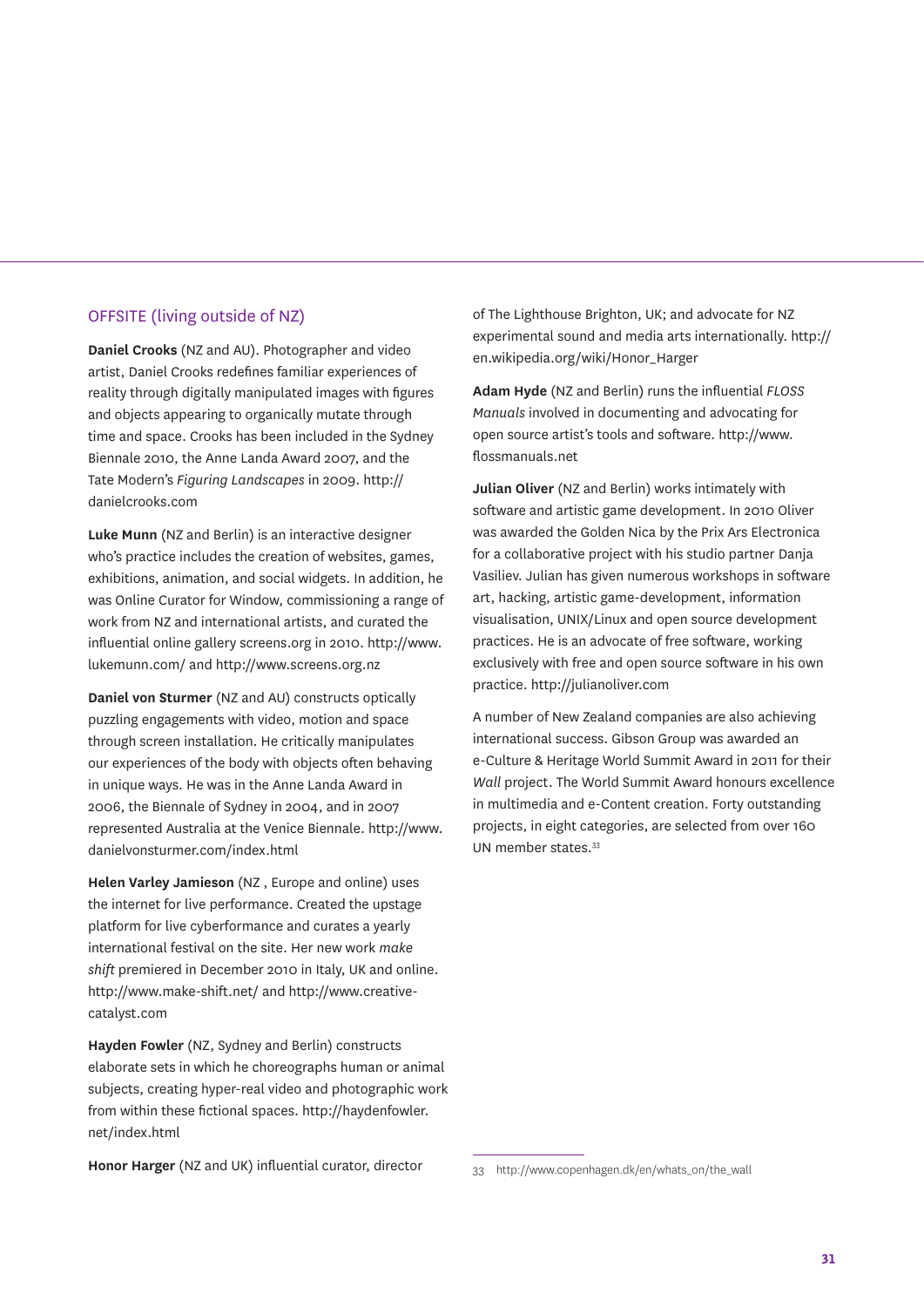## OFFSITE (living outside of NZ)

**Daniel Crooks** (NZ and AU). Photographer and video artist, Daniel Crooks redefines familiar experiences of reality through digitally manipulated images with figures and objects appearing to organically mutate through time and space. Crooks has been included in the Sydney Biennale 2010, the Anne Landa Award 2007, and the Tate Modern's *Figuring Landscapes* in 2009. http://danielcrooks.com

**Luke Munn** (NZ and Berlin) is an interactive designer who's practice includes the creation of websites, games, exhibitions, animation, and social widgets. In addition, he was Online Curator for Window, commissioning a range of work from NZ and international artists, and curated the influential online gallery screens.org in 2010. http://www.lukemunn.com/ and http://www.screens.org.nz

**Daniel von Sturmer** (NZ and AU) constructs optically puzzling engagements with video, motion and space through screen installation. He critically manipulates our experiences of the body with objects often behaving in unique ways. He was in the Anne Landa Award in 2006, the Biennale of Sydney in 2004, and in 2007 represented Australia at the Venice Biennale. http://www.danielvonsturmer.com/index.html

**Helen Varley Jamieson** (NZ , Europe and online) uses the internet for live performance. Created the upstage platform for live cyberformance and curates a yearly international festival on the site. Her new work *make shift* premiered in December 2010 in Italy, UK and online. http://www.make-shift.net/ and http://www.creative-catalyst.com

**Hayden Fowler** (NZ, Sydney and Berlin) constructs elaborate sets in which he choreographs human or animal subjects, creating hyper-real video and photographic work from within these fictional spaces. http://haydenfowler.net/index.html

**Honor Harger** (NZ and UK) influential curator, director of The Lighthouse Brighton, UK; and advocate for NZ experimental sound and media arts internationally. http://en.wikipedia.org/wiki/Honor_Harger

**Adam Hyde** (NZ and Berlin) runs the influential *FLOSS Manuals* involved in documenting and advocating for open source artist's tools and software. http://www.flossmanuals.net

**Julian Oliver** (NZ and Berlin) works intimately with software and artistic game development. In 2010 Oliver was awarded the Golden Nica by the Prix Ars Electronica for a collaborative project with his studio partner Danja Vasiliev. Julian has given numerous workshops in software art, hacking, artistic game-development, information visualisation, UNIX/Linux and open source development practices. He is an advocate of free software, working exclusively with free and open source software in his own practice. http://julianoliver.com

A number of New Zealand companies are also achieving international success. Gibson Group was awarded an e-Culture & Heritage World Summit Award in 2011 for their *Wall* project. The World Summit Award honours excellence in multimedia and e-Content creation. Forty outstanding projects, in eight categories, are selected from over 160 UN member states.[33]

---

33 http://www.copenhagen.dk/en/whats_on/the_wall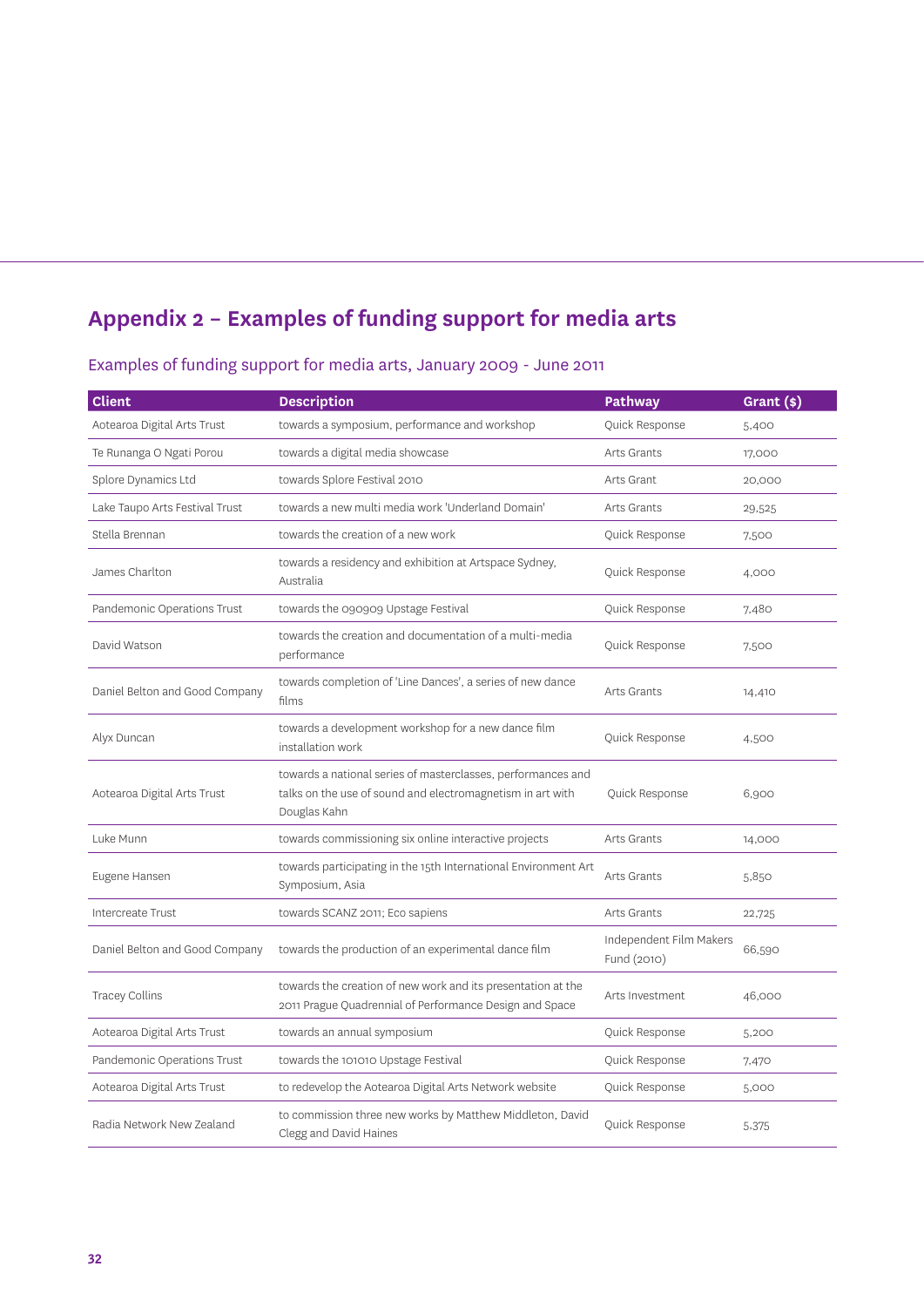## Appendix 2 – Examples of funding support for media arts

### Examples of funding support for media arts, January 2009 - June 2011

| Client | Description | Pathway | Grant ($) |
|---|---|---|---|
| Aotearoa Digital Arts Trust | towards a symposium, performance and workshop | Quick Response | 5,400 |
| Te Runanga O Ngati Porou | towards a digital media showcase | Arts Grants | 17,000 |
| Splore Dynamics Ltd | towards Splore Festival 2010 | Arts Grant | 20,000 |
| Lake Taupo Arts Festival Trust | towards a new multi media work 'Underland Domain' | Arts Grants | 29,525 |
| Stella Brennan | towards the creation of a new work | Quick Response | 7,500 |
| James Charlton | towards a residency and exhibition at Artspace Sydney, Australia | Quick Response | 4,000 |
| Pandemonic Operations Trust | towards the 090909 Upstage Festival | Quick Response | 7,480 |
| David Watson | towards the creation and documentation of a multi-media performance | Quick Response | 7,500 |
| Daniel Belton and Good Company | towards completion of 'Line Dances', a series of new dance films | Arts Grants | 14,410 |
| Alyx Duncan | towards a development workshop for a new dance film installation work | Quick Response | 4,500 |
| Aotearoa Digital Arts Trust | towards a national series of masterclasses, performances and talks on the use of sound and electromagnetism in art with Douglas Kahn | Quick Response | 6,900 |
| Luke Munn | towards commissioning six online interactive projects | Arts Grants | 14,000 |
| Eugene Hansen | towards participating in the 15th International Environment Art Symposium, Asia | Arts Grants | 5,850 |
| Intercreate Trust | towards SCANZ 2011; Eco sapiens | Arts Grants | 22,725 |
| Daniel Belton and Good Company | towards the production of an experimental dance film | Independent Film Makers Fund (2010) | 66,590 |
| Tracey Collins | towards the creation of new work and its presentation at the 2011 Prague Quadrennial of Performance Design and Space | Arts Investment | 46,000 |
| Aotearoa Digital Arts Trust | towards an annual symposium | Quick Response | 5,200 |
| Pandemonic Operations Trust | towards the 101010 Upstage Festival | Quick Response | 7,470 |
| Aotearoa Digital Arts Trust | to redevelop the Aotearoa Digital Arts Network website | Quick Response | 5,000 |
| Radia Network New Zealand | to commission three new works by Matthew Middleton, David Clegg and David Haines | Quick Response | 5,375 |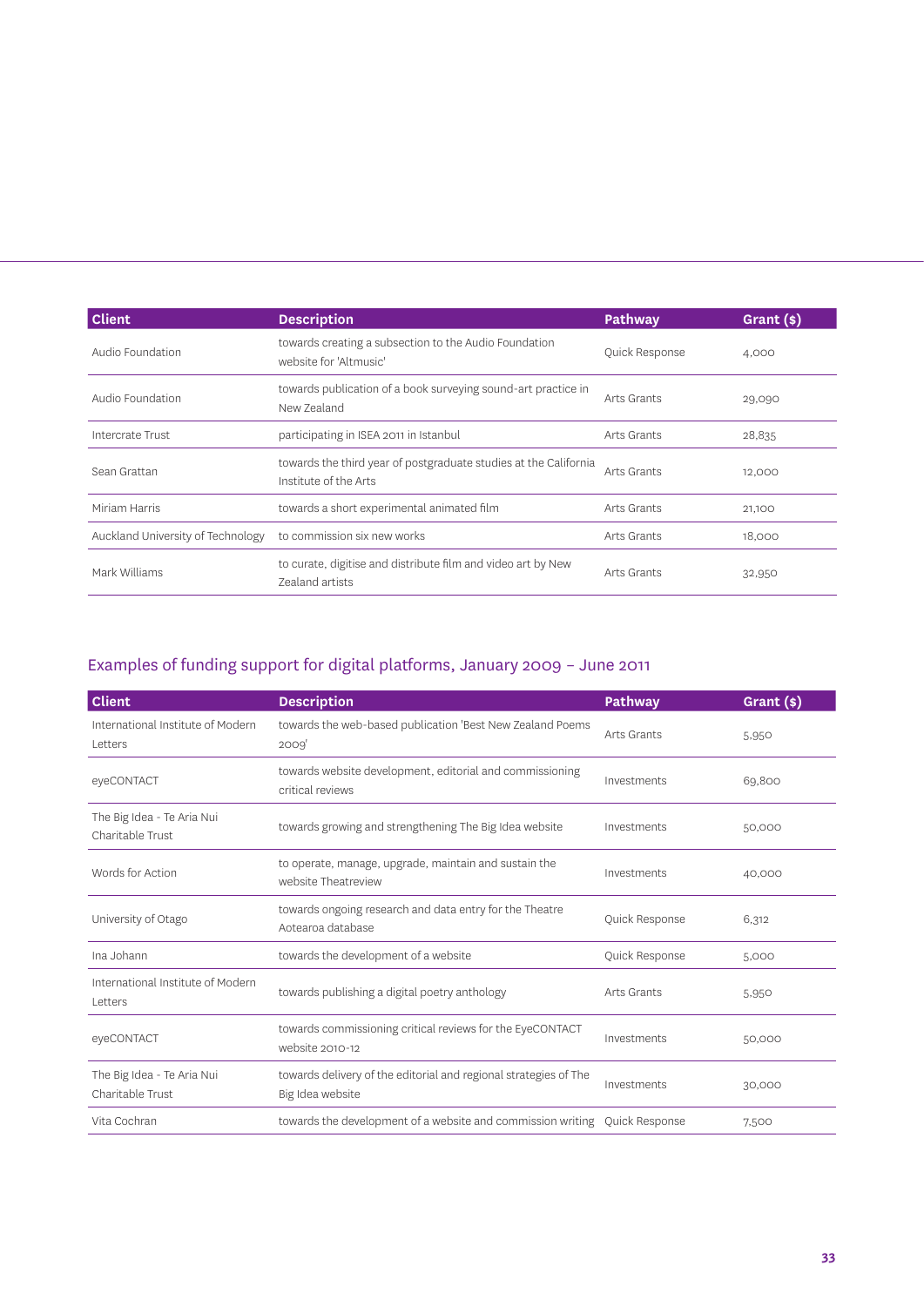| Client | Description | Pathway | Grant ($) |
|---|---|---|---|
| Audio Foundation | towards creating a subsection to the Audio Foundation website for 'Altmusic' | Quick Response | 4,000 |
| Audio Foundation | towards publication of a book surveying sound-art practice in New Zealand | Arts Grants | 29,090 |
| Intercrate Trust | participating in ISEA 2011 in Istanbul | Arts Grants | 28,835 |
| Sean Grattan | towards the third year of postgraduate studies at the California Institute of the Arts | Arts Grants | 12,000 |
| Miriam Harris | towards a short experimental animated film | Arts Grants | 21,100 |
| Auckland University of Technology | to commission six new works | Arts Grants | 18,000 |
| Mark Williams | to curate, digitise and distribute film and video art by New Zealand artists | Arts Grants | 32,950 |

## Examples of funding support for digital platforms, January 2009 – June 2011

| Client | Description | Pathway | Grant ($) |
|---|---|---|---|
| International Institute of Modern Letters | towards the web-based publication 'Best New Zealand Poems 2009' | Arts Grants | 5,950 |
| eyeCONTACT | towards website development, editorial and commissioning critical reviews | Investments | 69,800 |
| The Big Idea - Te Aria Nui Charitable Trust | towards growing and strengthening The Big Idea website | Investments | 50,000 |
| Words for Action | to operate, manage, upgrade, maintain and sustain the website Theatreview | Investments | 40,000 |
| University of Otago | towards ongoing research and data entry for the Theatre Aotearoa database | Quick Response | 6,312 |
| Ina Johann | towards the development of a website | Quick Response | 5,000 |
| International Institute of Modern Letters | towards publishing a digital poetry anthology | Arts Grants | 5,950 |
| eyeCONTACT | towards commissioning critical reviews for the EyeCONTACT website 2010-12 | Investments | 50,000 |
| The Big Idea - Te Aria Nui Charitable Trust | towards delivery of the editorial and regional strategies of The Big Idea website | Investments | 30,000 |
| Vita Cochran | towards the development of a website and commission writing | Quick Response | 7,500 |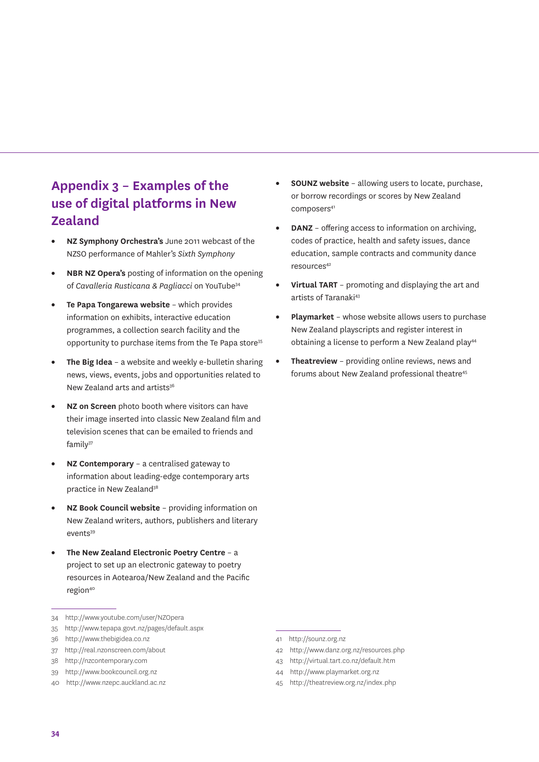## Appendix 3 – Examples of the use of digital platforms in New Zealand

- **NZ Symphony Orchestra's** June 2011 webcast of the NZSO performance of Mahler's *Sixth Symphony*
- **NBR NZ Opera's** posting of information on the opening of *Cavalleria Rusticana & Pagliacci* on YouTube[34]
- **Te Papa Tongarewa website** – which provides information on exhibits, interactive education programmes, a collection search facility and the opportunity to purchase items from the Te Papa store[35]
- **The Big Idea** – a website and weekly e-bulletin sharing news, views, events, jobs and opportunities related to New Zealand arts and artists[36]
- **NZ on Screen** photo booth where visitors can have their image inserted into classic New Zealand film and television scenes that can be emailed to friends and family[37]
- **NZ Contemporary** – a centralised gateway to information about leading-edge contemporary arts practice in New Zealand[38]
- **NZ Book Council website** – providing information on New Zealand writers, authors, publishers and literary events[39]
- **The New Zealand Electronic Poetry Centre** – a project to set up an electronic gateway to poetry resources in Aotearoa/New Zealand and the Pacific region[40]
- **SOUNZ website** – allowing users to locate, purchase, or borrow recordings or scores by New Zealand composers[41]
- **DANZ** – offering access to information on archiving, codes of practice, health and safety issues, dance education, sample contracts and community dance resources[42]
- **Virtual TART** – promoting and displaying the art and artists of Taranaki[43]
- **Playmarket** – whose website allows users to purchase New Zealand playscripts and register interest in obtaining a license to perform a New Zealand play[44]
- **Theatreview** – providing online reviews, news and forums about New Zealand professional theatre[45]

---

34 http://www.youtube.com/user/NZOpera
35 http://www.tepapa.govt.nz/pages/default.aspx
36 http://www.thebigidea.co.nz
37 http://real.nzonscreen.com/about
38 http://nzcontemporary.com
39 http://www.bookcouncil.org.nz
40 http://www.nzepc.auckland.ac.nz
41 http://sounz.org.nz
42 http://www.danz.org.nz/resources.php
43 http://virtual.tart.co.nz/default.htm
44 http://www.playmarket.org.nz
45 http://theatreview.org.nz/index.php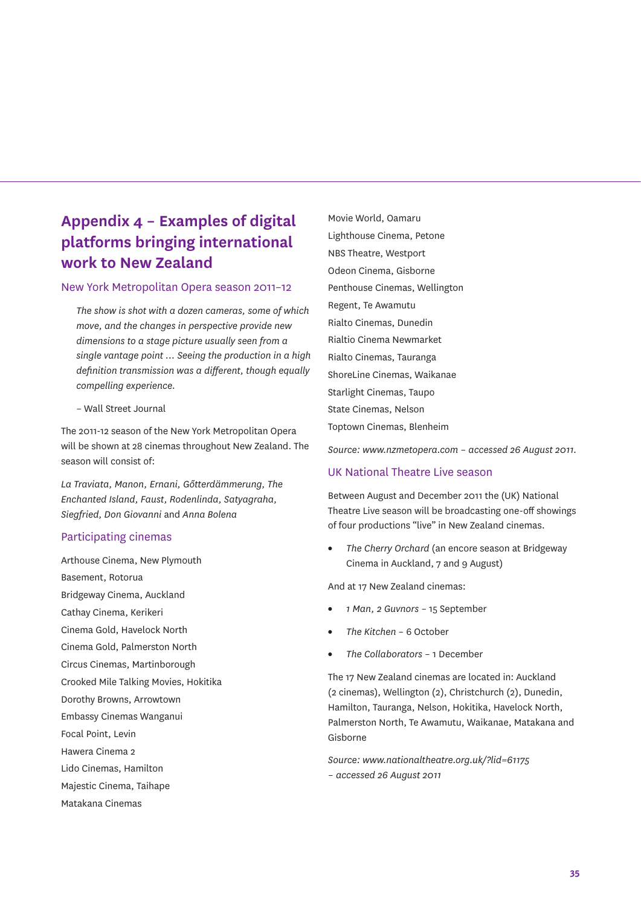# Appendix 4 – Examples of digital platforms bringing international work to New Zealand

## New York Metropolitan Opera season 2011–12

> *The show is shot with a dozen cameras, some of which move, and the changes in perspective provide new dimensions to a stage picture usually seen from a single vantage point … Seeing the production in a high definition transmission was a different, though equally compelling experience.*
>
> – Wall Street Journal

The 2011-12 season of the New York Metropolitan Opera will be shown at 28 cinemas throughout New Zealand. The season will consist of:

*La Traviata, Manon, Ernani, Gőtterdämmerung, The Enchanted Island, Faust, Rodenlinda, Satyagraha, Siegfried, Don Giovanni* and *Anna Bolena*

### Participating cinemas

Arthouse Cinema, New Plymouth
Basement, Rotorua
Bridgeway Cinema, Auckland
Cathay Cinema, Kerikeri
Cinema Gold, Havelock North
Cinema Gold, Palmerston North
Circus Cinemas, Martinborough
Crooked Mile Talking Movies, Hokitika
Dorothy Browns, Arrowtown
Embassy Cinemas Wanganui
Focal Point, Levin
Hawera Cinema 2
Lido Cinemas, Hamilton
Majestic Cinema, Taihape
Matakana Cinemas
Movie World, Oamaru
Lighthouse Cinema, Petone
NBS Theatre, Westport
Odeon Cinema, Gisborne
Penthouse Cinemas, Wellington
Regent, Te Awamutu
Rialto Cinemas, Dunedin
Rialtio Cinema Newmarket
Rialto Cinemas, Tauranga
ShoreLine Cinemas, Waikanae
Starlight Cinemas, Taupo
State Cinemas, Nelson
Toptown Cinemas, Blenheim

*Source: www.nzmetopera.com – accessed 26 August 2011.*

## UK National Theatre Live season

Between August and December 2011 the (UK) National Theatre Live season will be broadcasting one-off showings of four productions "live" in New Zealand cinemas.

- *The Cherry Orchard* (an encore season at Bridgeway Cinema in Auckland, 7 and 9 August)

And at 17 New Zealand cinemas:

- *1 Man, 2 Guvnors* – 15 September
- *The Kitchen* – 6 October
- *The Collaborators* – 1 December

The 17 New Zealand cinemas are located in: Auckland (2 cinemas), Wellington (2), Christchurch (2), Dunedin, Hamilton, Tauranga, Nelson, Hokitika, Havelock North, Palmerston North, Te Awamutu, Waikanae, Matakana and Gisborne

*Source: www.nationaltheatre.org.uk/?lid=61175 – accessed 26 August 2011*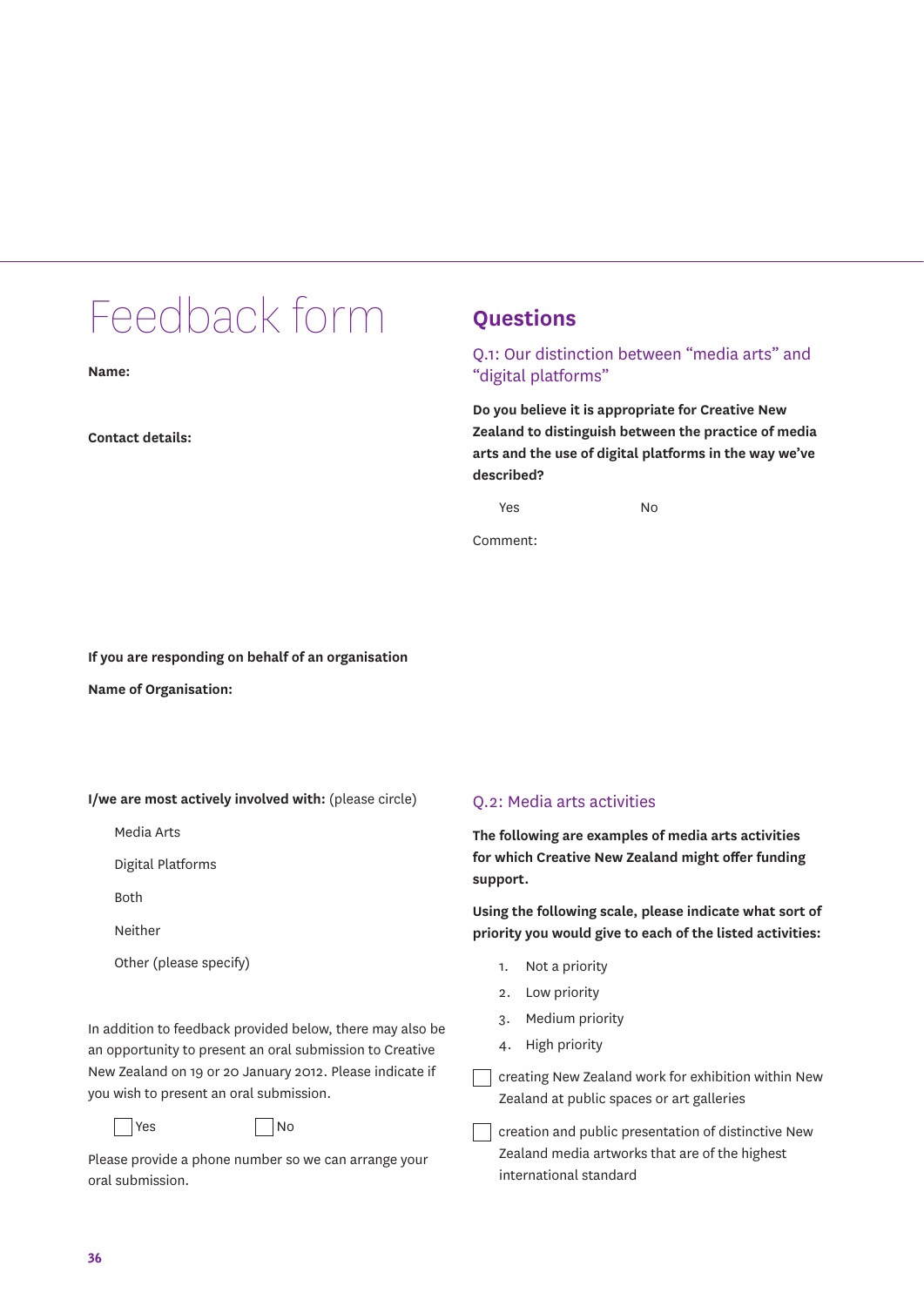# Feedback form

**Name:**

**Contact details:**

**If you are responding on behalf of an organisation**

**Name of Organisation:**

**I/we are most actively involved with:** (please circle)

Media Arts

Digital Platforms

Both

Neither

Other (please specify)

In addition to feedback provided below, there may also be an opportunity to present an oral submission to Creative New Zealand on 19 or 20 January 2012. Please indicate if you wish to present an oral submission.

☐ Yes ☐ No

Please provide a phone number so we can arrange your oral submission.

## Questions

### Q.1: Our distinction between "media arts" and "digital platforms"

**Do you believe it is appropriate for Creative New Zealand to distinguish between the practice of media arts and the use of digital platforms in the way we've described?**

Yes No

Comment:

### Q.2: Media arts activities

**The following are examples of media arts activities for which Creative New Zealand might offer funding support.**

**Using the following scale, please indicate what sort of priority you would give to each of the listed activities:**

1. Not a priority
2. Low priority
3. Medium priority
4. High priority

☐ creating New Zealand work for exhibition within New Zealand at public spaces or art galleries

☐ creation and public presentation of distinctive New Zealand media artworks that are of the highest international standard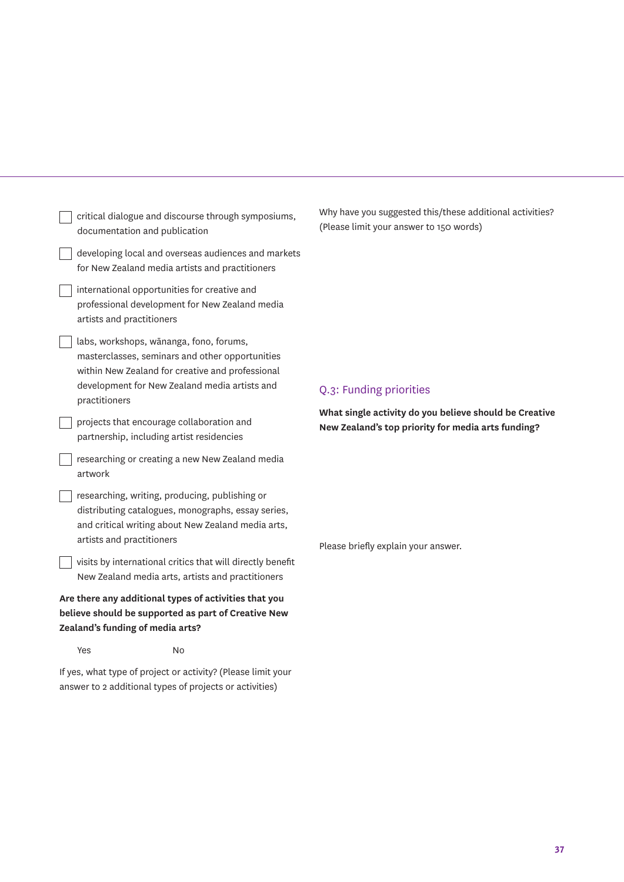- [ ] critical dialogue and discourse through symposiums, documentation and publication
- [ ] developing local and overseas audiences and markets for New Zealand media artists and practitioners
- [ ] international opportunities for creative and professional development for New Zealand media artists and practitioners
- [ ] labs, workshops, wānanga, fono, forums, masterclasses, seminars and other opportunities within New Zealand for creative and professional development for New Zealand media artists and practitioners
- [ ] projects that encourage collaboration and partnership, including artist residencies
- [ ] researching or creating a new New Zealand media artwork
- [ ] researching, writing, producing, publishing or distributing catalogues, monographs, essay series, and critical writing about New Zealand media arts, artists and practitioners
- [ ] visits by international critics that will directly benefit New Zealand media arts, artists and practitioners

**Are there any additional types of activities that you believe should be supported as part of Creative New Zealand's funding of media arts?**

Yes No

If yes, what type of project or activity? (Please limit your answer to 2 additional types of projects or activities)

Why have you suggested this/these additional activities? (Please limit your answer to 150 words)

## Q.3: Funding priorities

**What single activity do you believe should be Creative New Zealand's top priority for media arts funding?**

Please briefly explain your answer.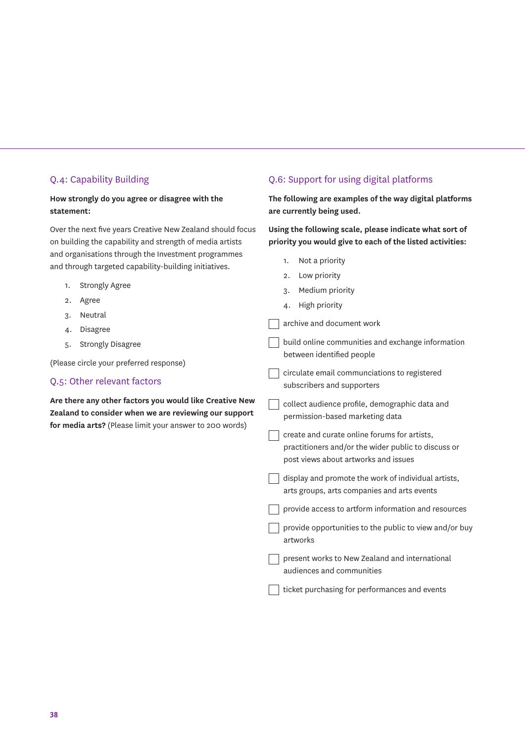## Q.4: Capability Building

**How strongly do you agree or disagree with the statement:**

Over the next five years Creative New Zealand should focus on building the capability and strength of media artists and organisations through the Investment programmes and through targeted capability-building initiatives.

1. Strongly Agree
2. Agree
3. Neutral
4. Disagree
5. Strongly Disagree

(Please circle your preferred response)

## Q.5: Other relevant factors

**Are there any other factors you would like Creative New Zealand to consider when we are reviewing our support for media arts?** (Please limit your answer to 200 words)

## Q.6: Support for using digital platforms

**The following are examples of the way digital platforms are currently being used.**

**Using the following scale, please indicate what sort of priority you would give to each of the listed activities:**

1. Not a priority
2. Low priority
3. Medium priority
4. High priority

- ☐ archive and document work
- ☐ build online communities and exchange information between identified people
- ☐ circulate email communciations to registered subscribers and supporters
- ☐ collect audience profile, demographic data and permission-based marketing data
- ☐ create and curate online forums for artists, practitioners and/or the wider public to discuss or post views about artworks and issues
- ☐ display and promote the work of individual artists, arts groups, arts companies and arts events
- ☐ provide access to artform information and resources
- ☐ provide opportunities to the public to view and/or buy artworks
- ☐ present works to New Zealand and international audiences and communities
- ☐ ticket purchasing for performances and events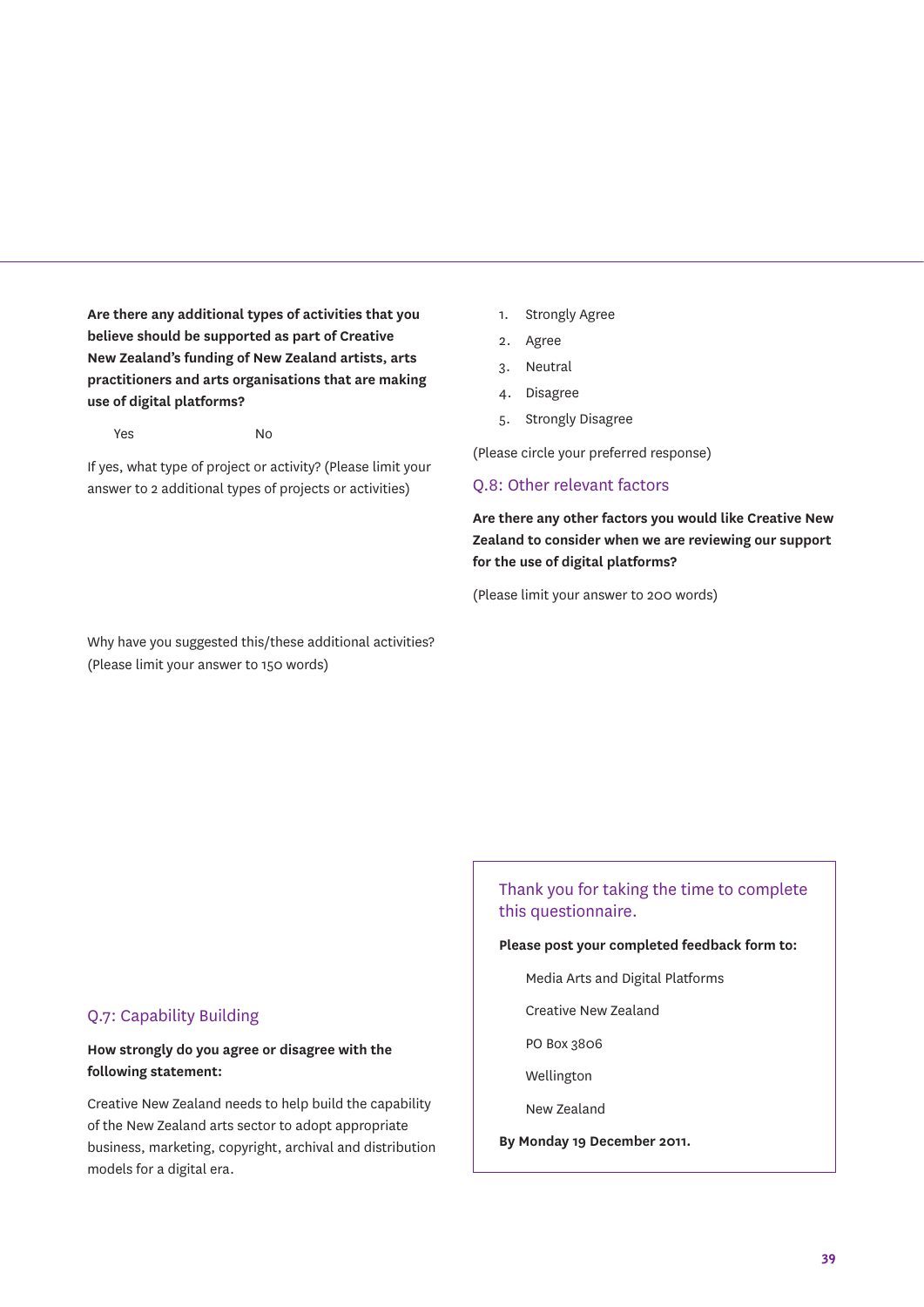**Are there any additional types of activities that you believe should be supported as part of Creative New Zealand's funding of New Zealand artists, arts practitioners and arts organisations that are making use of digital platforms?**

Yes No

If yes, what type of project or activity? (Please limit your answer to 2 additional types of projects or activities)

Why have you suggested this/these additional activities? (Please limit your answer to 150 words)

## Q.7: Capability Building

**How strongly do you agree or disagree with the following statement:**

Creative New Zealand needs to help build the capability of the New Zealand arts sector to adopt appropriate business, marketing, copyright, archival and distribution models for a digital era.

1. Strongly Agree
2. Agree
3. Neutral
4. Disagree
5. Strongly Disagree

(Please circle your preferred response)

## Q.8: Other relevant factors

**Are there any other factors you would like Creative New Zealand to consider when we are reviewing our support for the use of digital platforms?**

(Please limit your answer to 200 words)

### Thank you for taking the time to complete this questionnaire.

**Please post your completed feedback form to:**

Media Arts and Digital Platforms

Creative New Zealand

PO Box 3806

Wellington

New Zealand

**By Monday 19 December 2011.**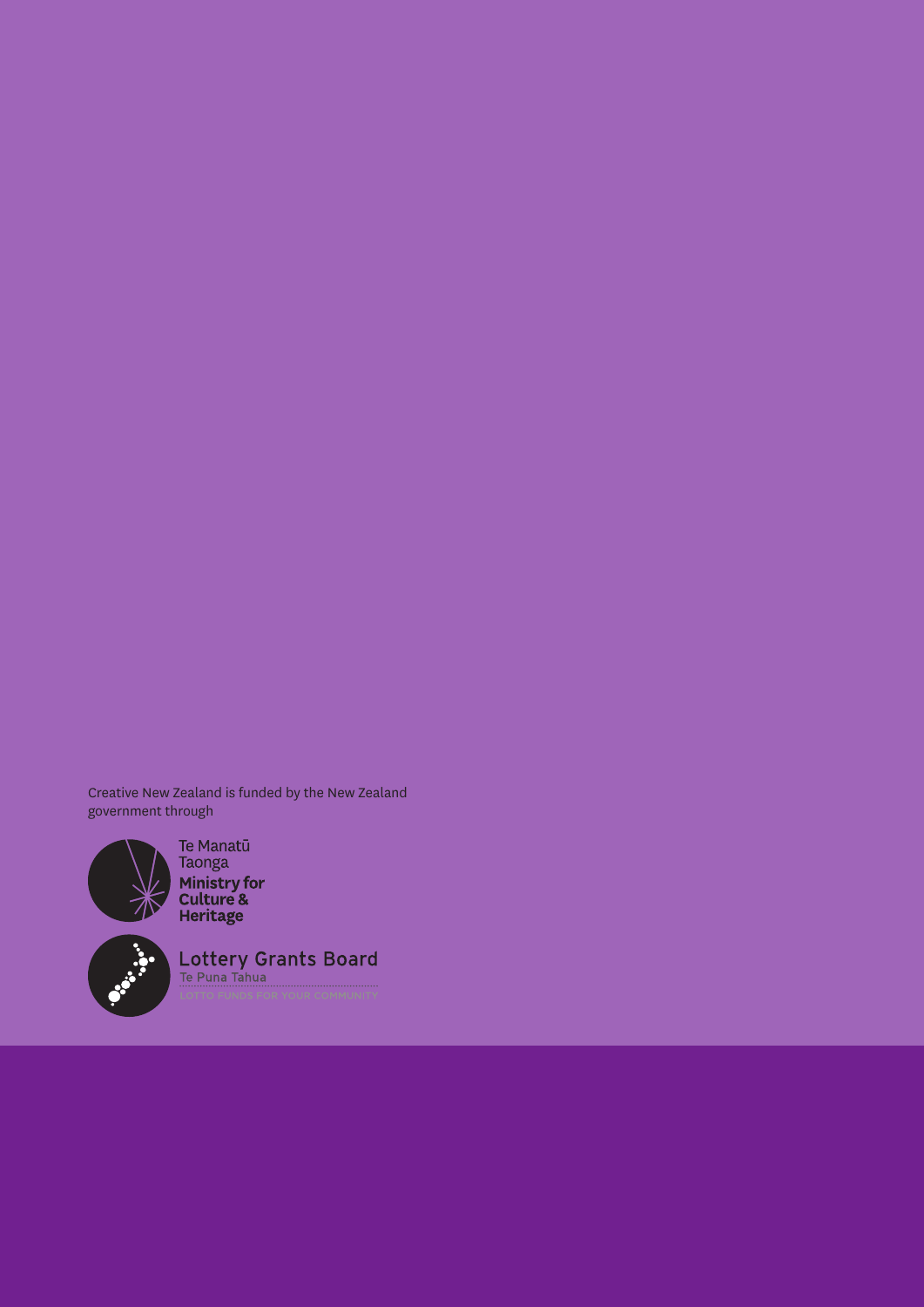Creative New Zealand is funded by the New Zealand government through

Te Manatū Taonga
**Ministry for Culture & Heritage**

Lottery Grants Board
Te Puna Tahua
LOTTO FUNDS FOR YOUR COMMUNITY